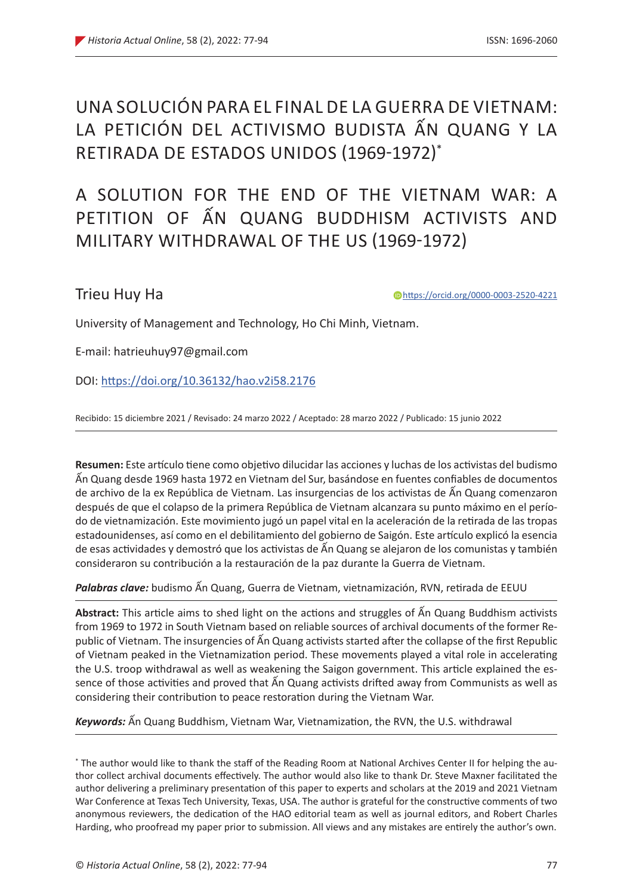# UNA SOLUCIÓN PARA EL FINAL DE LA GUERRA DE VIETNAM: LA PETICIÓN DEL ACTIVISMO BUDISTA ẤN QUANG Y LA RETIRADA DE ESTADOS UNIDOS (1969-1972)*

# A SOLUTION FOR THE END OF THE VIETNAM WAR: A PETITION OF ẤN QUANG BUDDHISM ACTIVISTS AND MILITARY WITHDRAWAL OF THE US (1969-1972)

Trieu Huy Ha

https://orcid.org/0000-0003-2520-4221

University of Management and Technology, Ho Chi Minh, Vietnam.

E-mail: hatrieuhuy97@gmail.com

DOI: https://doi.org/10.36132/hao.v2i58.2176

Recibido: 15 diciembre 2021 / Revisado: 24 marzo 2022 / Aceptado: 28 marzo 2022 / Publicado: 15 junio 2022

**Resumen:** Este artículo tiene como objetivo dilucidar las acciones y luchas de los activistas del budismo Ấn Quang desde 1969 hasta 1972 en Vietnam del Sur, basándose en fuentes confiables de documentos de archivo de la ex República de Vietnam. Las insurgencias de los activistas de Ấn Quang comenzaron después de que el colapso de la primera República de Vietnam alcanzara su punto máximo en el período de vietnamización. Este movimiento jugó un papel vital en la aceleración de la retirada de las tropas estadounidenses, así como en el debilitamiento del gobierno de Saigón. Este artículo explicó la esencia de esas actividades y demostró que los activistas de Ấn Quang se alejaron de los comunistas y también consideraron su contribución a la restauración de la paz durante la Guerra de Vietnam.

***Palabras clave:*** budismo Ấn Quang, Guerra de Vietnam, vietnamización, RVN, retirada de EEUU

**Abstract:** This article aims to shed light on the actions and struggles of Ấn Quang Buddhism activists from 1969 to 1972 in South Vietnam based on reliable sources of archival documents of the former Republic of Vietnam. The insurgencies of Ấn Quang activists started after the collapse of the first Republic of Vietnam peaked in the Vietnamization period. These movements played a vital role in accelerating the U.S. troop withdrawal as well as weakening the Saigon government. This article explained the essence of those activities and proved that Ấn Quang activists drifted away from Communists as well as considering their contribution to peace restoration during the Vietnam War.

***Keywords:*** Ấn Quang Buddhism, Vietnam War, Vietnamization, the RVN, the U.S. withdrawal

* The author would like to thank the staff of the Reading Room at National Archives Center II for helping the author collect archival documents effectively. The author would also like to thank Dr. Steve Maxner facilitated the author delivering a preliminary presentation of this paper to experts and scholars at the 2019 and 2021 Vietnam War Conference at Texas Tech University, Texas, USA. The author is grateful for the constructive comments of two anonymous reviewers, the dedication of the HAO editorial team as well as journal editors, and Robert Charles Harding, who proofread my paper prior to submission. All views and any mistakes are entirely the author's own.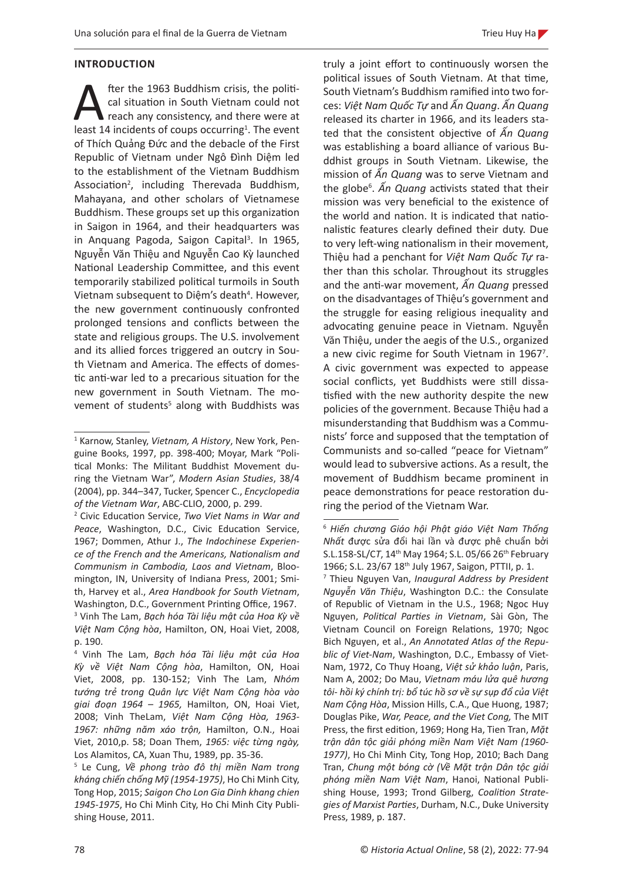## INTRODUCTION

After the 1963 Buddhism crisis, the political situation in South Vietnam could not reach any consistency, and there were at least 14 incidents of coups occurring[1]. The event of Thích Quảng Đức and the debacle of the First Republic of Vietnam under Ngô Đình Diệm led to the establishment of the Vietnam Buddhism Association[2], including Therevada Buddhism, Mahayana, and other scholars of Vietnamese Buddhism. These groups set up this organization in Saigon in 1964, and their headquarters was in Anquang Pagoda, Saigon Capital[3]. In 1965, Nguyễn Văn Thiệu and Nguyễn Cao Kỳ launched National Leadership Committee, and this event temporarily stabilized political turmoils in South Vietnam subsequent to Diệm's death[4]. However, the new government continuously confronted prolonged tensions and conflicts between the state and religious groups. The U.S. involvement and its allied forces triggered an outcry in South Vietnam and America. The effects of domestic anti-war led to a precarious situation for the new government in South Vietnam. The movement of students[5] along with Buddhists was truly a joint effort to continuously worsen the political issues of South Vietnam. At that time, South Vietnam's Buddhism ramified into two forces: *Việt Nam Quốc Tự* and *Ấn Quang*. *Ấn Quang* released its charter in 1966, and its leaders stated that the consistent objective of *Ấn Quang* was establishing a board alliance of various Buddhist groups in South Vietnam. Likewise, the mission of *Ấn Quang* was to serve Vietnam and the globe[6]. *Ấn Quang* activists stated that their mission was very beneficial to the existence of the world and nation. It is indicated that nationalistic features clearly defined their duty. Due to very left-wing nationalism in their movement, Thiệu had a penchant for *Việt Nam Quốc Tự* rather than this scholar. Throughout its struggles and the anti-war movement, *Ấn Quang* pressed on the disadvantages of Thiệu's government and the struggle for easing religious inequality and advocating genuine peace in Vietnam. Nguyễn Văn Thiệu, under the aegis of the U.S., organized a new civic regime for South Vietnam in 1967[7]. A civic government was expected to appease social conflicts, yet Buddhists were still dissatisfied with the new authority despite the new policies of the government. Because Thiệu had a misunderstanding that Buddhism was a Communists' force and supposed that the temptation of Communists and so-called "peace for Vietnam" would lead to subversive actions. As a result, the movement of Buddhism became prominent in peace demonstrations for peace restoration during the period of the Vietnam War.

---

[1] Karnow, Stanley, *Vietnam, A History*, New York, Penguine Books, 1997, pp. 398-400; Moyar, Mark "Political Monks: The Militant Buddhist Movement during the Vietnam War", *Modern Asian Studies*, 38/4 (2004), pp. 344–347, Tucker, Spencer C., *Encyclopedia of the Vietnam War*, ABC-CLIO, 2000, p. 299.

[2] Civic Education Service, *Two Viet Nams in War and Peace*, Washington, D.C., Civic Education Service, 1967; Dommen, Athur J., *The Indochinese Experience of the French and the Americans, Nationalism and Communism in Cambodia, Laos and Vietnam*, Bloomington, IN, University of Indiana Press, 2001; Smith, Harvey et al., *Area Handbook for South Vietnam*, Washington, D.C., Government Printing Office, 1967.

[3] Vinh The Lam, *Bạch hóa Tài liệu mật của Hoa Kỳ về Việt Nam Cộng hòa*, Hamilton, ON, Hoai Viet, 2008, p. 190.

[4] Vinh The Lam, *Bạch hóa Tài liệu mật của Hoa Kỳ về Việt Nam Cộng hòa*, Hamilton, ON, Hoai Viet, 2008, pp. 130-152; Vinh The Lam, *Nhóm tướng trẻ trong Quân lực Việt Nam Cộng hòa vào giai đoạn 1964 – 1965,* Hamilton, ON, Hoai Viet, 2008; Vinh TheLam, *Việt Nam Cộng Hòa, 1963-1967: những năm xáo trộn,* Hamilton, O.N., Hoai Viet, 2010,p. 58; Doan Them, *1965: việc từng ngày,* Los Alamitos, CA, Xuan Thu, 1989, pp. 35-36.

[5] Le Cung, *Về phong trào đô thị miền Nam trong kháng chiến chống Mỹ (1954-1975)*, Ho Chi Minh City, Tong Hop, 2015; *Saigon Cho Lon Gia Dinh khang chien 1945-1975*, Ho Chi Minh City, Ho Chi Minh City Publishing House, 2011.

[6] *Hiến chương Giáo hội Phật giáo Việt Nam Thống Nhất* được sửa đổi hai lần và được phê chuẩn bởi S.L.158-SL/CT, 14th May 1964; S.L. 05/66 26th February 1966; S.L. 23/67 18th July 1967, Saigon, PTTII, p. 1.

[7] Thieu Nguyen Van, *Inaugural Address by President Nguyễn Văn Thiệu*, Washington D.C.: the Consulate of Republic of Vietnam in the U.S., 1968; Ngoc Huy Nguyen, *Political Parties in Vietnam*, Sài Gòn, The Vietnam Council on Foreign Relations, 1970; Ngoc Bich Nguyen, et al., *An Annotated Atlas of the Republic of Viet-Nam*, Washington, D.C., Embassy of Viet-Nam, 1972, Co Thuy Hoang, *Việt sử khảo luận*, Paris, Nam A, 2002; Do Mau, *Vietnam máu lửa quê hương tôi- hồi ký chính trị: bổ túc hồ sơ về sự sụp đổ của Việt Nam Cộng Hòa*, Mission Hills, C.A., Que Huong, 1987; Douglas Pike, *War, Peace, and the Viet Cong,* The MIT Press, the first edition, 1969; Hong Ha, Tien Tran, *Mặt trận dân tộc giải phóng miền Nam Việt Nam (1960-1977)*, Ho Chi Minh City, Tong Hop, 2010; Bach Dang Tran, *Chung một bóng cờ (Về Mặt trận Dân tộc giải phóng miền Nam Việt Nam*, Hanoi, National Publishing House, 1993; Trond Gilberg, *Coalition Strategies of Marxist Parties*, Durham, N.C., Duke University Press, 1989, p. 187.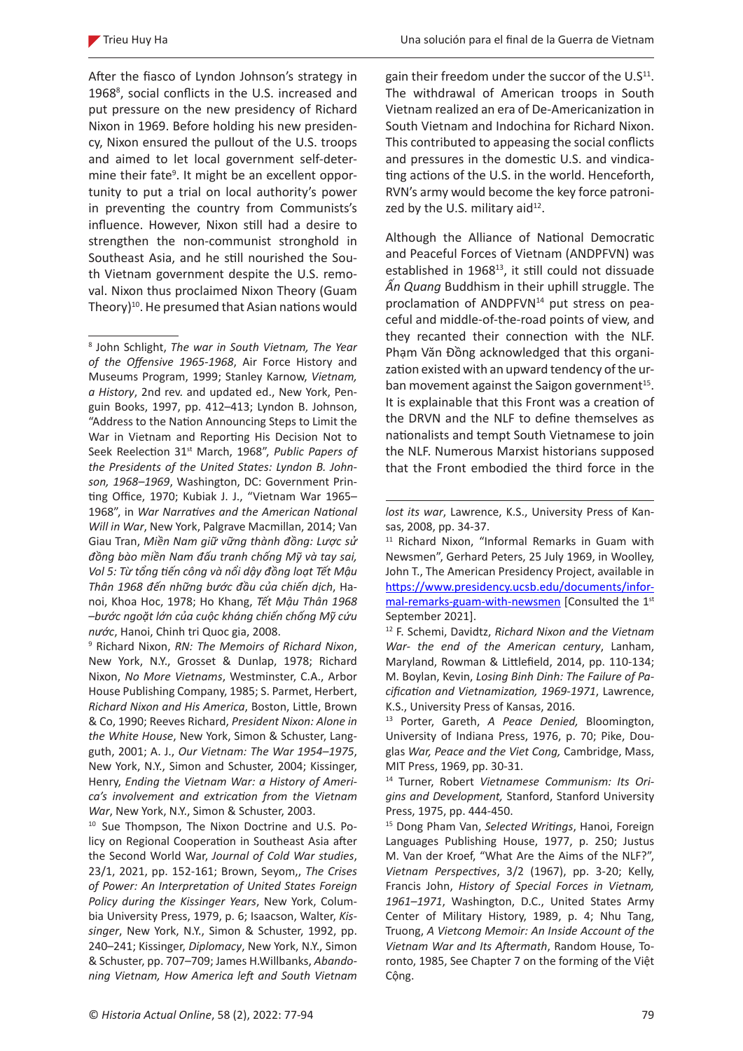After the fiasco of Lyndon Johnson's strategy in 1968[8], social conflicts in the U.S. increased and put pressure on the new presidency of Richard Nixon in 1969. Before holding his new presidency, Nixon ensured the pullout of the U.S. troops and aimed to let local government self-determine their fate[9]. It might be an excellent opportunity to put a trial on local authority's power in preventing the country from Communists's influence. However, Nixon still had a desire to strengthen the non-communist stronghold in Southeast Asia, and he still nourished the South Vietnam government despite the U.S. removal. Nixon thus proclaimed Nixon Theory (Guam Theory)[10]. He presumed that Asian nations would gain their freedom under the succor of the U.S[11]. The withdrawal of American troops in South Vietnam realized an era of De-Americanization in South Vietnam and Indochina for Richard Nixon. This contributed to appeasing the social conflicts and pressures in the domestic U.S. and vindicating actions of the U.S. in the world. Henceforth, RVN's army would become the key force patronized by the U.S. military aid[12].

Although the Alliance of National Democratic and Peaceful Forces of Vietnam (ANDPFVN) was established in 1968[13], it still could not dissuade *Ấn Quang* Buddhism in their uphill struggle. The proclamation of ANDPFVN[14] put stress on peaceful and middle-of-the-road points of view, and they recanted their connection with the NLF. Phạm Văn Đồng acknowledged that this organization existed with an upward tendency of the urban movement against the Saigon government[15]. It is explainable that this Front was a creation of the DRVN and the NLF to define themselves as nationalists and tempt South Vietnamese to join the NLF. Numerous Marxist historians supposed that the Front embodied the third force in the

---

[8] John Schlight, *The war in South Vietnam, The Year of the Offensive 1965-1968*, Air Force History and Museums Program, 1999; Stanley Karnow, *Vietnam, a History*, 2nd rev. and updated ed., New York, Penguin Books, 1997, pp. 412–413; Lyndon B. Johnson, "Address to the Nation Announcing Steps to Limit the War in Vietnam and Reporting His Decision Not to Seek Reelection 31st March, 1968", *Public Papers of the Presidents of the United States: Lyndon B. Johnson, 1968–1969*, Washington, DC: Government Printing Office, 1970; Kubiak J. J., "Vietnam War 1965–1968", in *War Narratives and the American National Will in War*, New York, Palgrave Macmillan, 2014; Van Giau Tran, *Miền Nam giữ vững thành đồng: Lược sử đồng bào miền Nam đấu tranh chống Mỹ và tay sai, Vol 5: Từ tổng tiến công và nổi dậy đồng loạt Tết Mậu Thân 1968 đến những bước đầu của chiến dịch*, Hanoi, Khoa Hoc, 1978; Ho Khang, *Tết Mậu Thân 1968 –bước ngoặt lớn của cuộc kháng chiến chống Mỹ cứu nước*, Hanoi, Chinh tri Quoc gia, 2008.

[9] Richard Nixon, *RN: The Memoirs of Richard Nixon*, New York, N.Y., Grosset & Dunlap, 1978; Richard Nixon, *No More Vietnams*, Westminster, C.A., Arbor House Publishing Company, 1985; S. Parmet, Herbert, *Richard Nixon and His America*, Boston, Little, Brown & Co, 1990; Reeves Richard, *President Nixon: Alone in the White House*, New York, Simon & Schuster, Langguth, 2001; A. J., *Our Vietnam: The War 1954–1975*, New York, N.Y., Simon and Schuster, 2004; Kissinger, Henry, *Ending the Vietnam War: a History of America's involvement and extrication from the Vietnam War*, New York, N.Y., Simon & Schuster, 2003.

[10] Sue Thompson, The Nixon Doctrine and U.S. Policy on Regional Cooperation in Southeast Asia after the Second World War, *Journal of Cold War studies*, 23/1, 2021, pp. 152-161; Brown, Seyom,, *The Crises of Power: An Interpretation of United States Foreign Policy during the Kissinger Years*, New York, Columbia University Press, 1979, p. 6; Isaacson, Walter, *Kissinger*, New York, N.Y., Simon & Schuster, 1992, pp. 240–241; Kissinger, *Diplomacy*, New York, N.Y., Simon & Schuster, pp. 707–709; James H.Willbanks, *Abandoning Vietnam, How America left and South Vietnam lost its war*, Lawrence, K.S., University Press of Kansas, 2008, pp. 34-37.

[11] Richard Nixon, "Informal Remarks in Guam with Newsmen", Gerhard Peters, 25 July 1969, in Woolley, John T., The American Presidency Project, available in https://www.presidency.ucsb.edu/documents/informal-remarks-guam-with-newsmen [Consulted the 1st September 2021].

[12] F. Schemi, Davidtz, *Richard Nixon and the Vietnam War- the end of the American century*, Lanham, Maryland, Rowman & Littlefield, 2014, pp. 110-134; M. Boylan, Kevin, *Losing Binh Dinh: The Failure of Pacification and Vietnamization, 1969-1971*, Lawrence, K.S., University Press of Kansas, 2016.

[13] Porter, Gareth, *A Peace Denied,* Bloomington, University of Indiana Press, 1976, p. 70; Pike, Douglas *War, Peace and the Viet Cong,* Cambridge, Mass, MIT Press, 1969, pp. 30-31.

[14] Turner, Robert *Vietnamese Communism: Its Origins and Development,* Stanford, Stanford University Press, 1975, pp. 444-450.

[15] Dong Pham Van, *Selected Writings*, Hanoi, Foreign Languages Publishing House, 1977, p. 250; Justus M. Van der Kroef, "What Are the Aims of the NLF?", *Vietnam Perspectives*, 3/2 (1967), pp. 3-20; Kelly, Francis John, *History of Special Forces in Vietnam, 1961–1971*, Washington, D.C., United States Army Center of Military History, 1989, p. 4; Nhu Tang, Truong, *A Vietcong Memoir: An Inside Account of the Vietnam War and Its Aftermath*, Random House, Toronto, 1985, See Chapter 7 on the forming of the Việt Cộng.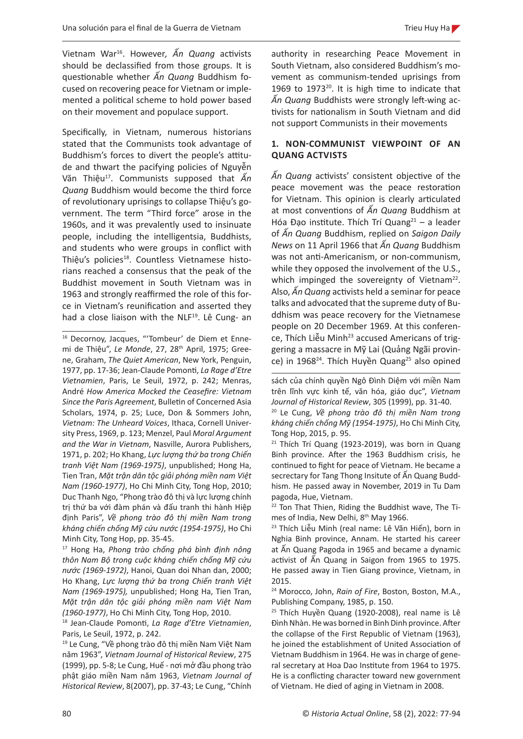Vietnam War[16]. However, *Ấn Quang* activists should be declassified from those groups. It is questionable whether *Ấn Quang* Buddhism focused on recovering peace for Vietnam or implemented a political scheme to hold power based on their movement and populace support.

Specifically, in Vietnam, numerous historians stated that the Communists took advantage of Buddhism's forces to divert the people's attitude and thwart the pacifying policies of Nguyễn Văn Thiệu[17]. Communists supposed that *Ấn Quang* Buddhism would become the third force of revolutionary uprisings to collapse Thiệu's government. The term "Third force" arose in the 1960s, and it was prevalently used to insinuate people, including the intelligentsia, Buddhists, and students who were groups in conflict with Thiệu's policies[18]. Countless Vietnamese historians reached a consensus that the peak of the Buddhist movement in South Vietnam was in 1963 and strongly reaffirmed the role of this force in Vietnam's reunification and asserted they had a close liaison with the NLF[19]. Lê Cung- an authority in researching Peace Movement in South Vietnam, also considered Buddhism's movement as communism-tended uprisings from 1969 to 1973[20]. It is high time to indicate that *Ấn Quang* Buddhists were strongly left-wing activists for nationalism in South Vietnam and did not support Communists in their movements

## 1. NON-COMMUNIST VIEWPOINT OF AN QUANG ACTVISTS

*Ấn Quang* activists' consistent objective of the peace movement was the peace restoration for Vietnam. This opinion is clearly articulated at most conventions of *Ấn Quang* Buddhism at Hóa Đạo institute. Thích Trí Quang[21] – a leader of *Ấn Quang* Buddhism, replied on *Saigon Daily News* on 11 April 1966 that *Ấn Quang* Buddhism was not anti-Americanism, or non-communism, while they opposed the involvement of the U.S., which impinged the sovereignty of Vietnam[22]. Also, *Ấn Quang* activists held a seminar for peace talks and advocated that the supreme duty of Buddhism was peace recovery for the Vietnamese people on 20 December 1969. At this conference, Thích Liễu Minh[23] accused Americans of triggering a massacre in Mỹ Lai (Quảng Ngãi province) in 1968[24]. Thích Huyền Quang[25] also opined

---

[16] Decornoy, Jacques, "'Tombeur' de Diem et Ennemi de Thiệu", *Le Monde*, 27, 28th April, 1975; Greene, Graham, *The Quiet American*, New York, Penguin, 1977, pp. 17-36; Jean-Claude Pomonti, *La Rage d'Etre Vietnamien*, Paris, Le Seuil, 1972, p. 242; Menras, André *How America Mocked the Ceasefire: Vietnam Since the Paris Agreement*, Bulletin of Concerned Asia Scholars, 1974, p. 25; Luce, Don & Sommers John, *Vietnam: The Unheard Voices*, Ithaca, Cornell University Press, 1969, p. 123; Menzel, Paul *Moral Argument and the War in Vietnam*, Nasville, Aurora Publishers, 1971, p. 202; Ho Khang, *Lực lượng thứ ba trong Chiến tranh Việt Nam (1969-1975)*, unpublished; Hong Ha, Tien Tran, *Mặt trận dân tộc giải phóng miền nam Việt Nam (1960-1977)*, Ho Chi Minh City, Tong Hop, 2010; Duc Thanh Ngo, "Phong trào đô thị và lực lượng chính trị thứ ba với đàm phán và đấu tranh thi hành Hiệp định Paris", *Về phong trào đô thị miền Nam trong kháng chiến chống Mỹ cứu nước (1954-1975)*, Ho Chi Minh City, Tong Hop, pp. 35-45.

[17] Hong Ha, *Phong trào chống phá bình định nông thôn Nam Bộ trong cuộc kháng chiến chống Mỹ cứu nước (1969-1972)*, Hanoi, Quan doi Nhan dan, 2000; Ho Khang, *Lực lượng thứ ba trong Chiến tranh Việt Nam (1969-1975),* unpublished; Hong Ha, Tien Tran, *Mặt trận dân tộc giải phóng miền nam Việt Nam (1960-1977)*, Ho Chi Minh City, Tong Hop, 2010.

[18] Jean-Claude Pomonti, *La Rage d'Etre Vietnamien*, Paris, Le Seuil, 1972, p. 242.

[19] Le Cung, "Về phong trào đô thị miền Nam Việt Nam năm 1963", *Vietnam Journal of Historical Review*, 275 (1999), pp. 5-8; Le Cung, Huế - nơi mở đầu phong trào phật giáo miền Nam năm 1963, *Vietnam Journal of Historical Review*, 8(2007), pp. 37-43; Le Cung, "Chính sách của chính quyền Ngô Đình Diệm với miền Nam trên lĩnh vực kinh tế, văn hóa, giáo dục", *Vietnam Journal of Historical Review*, 305 (1999), pp. 31-40.

[20] Le Cung, *Về phong trào đô thị miền Nam trong kháng chiến chống Mỹ (1954-1975)*, Ho Chi Minh City, Tong Hop, 2015, p. 95.

[21] Thích Trí Quang (1923-2019), was born in Quang Binh province. After the 1963 Buddhism crisis, he continued to fight for peace of Vietnam. He became a secrectary for Tang Thong Insitute of Ấn Quang Buddhism. He passed away in November, 2019 in Tu Dam pagoda, Hue, Vietnam.

[22] Ton That Thien, Riding the Buddhist wave, The Times of India, New Delhi, 8th May 1966.

[23] Thích Liễu Minh (real name: Lê Văn Hiến), born in Nghia Binh province, Annam. He started his career at Ấn Quang Pagoda in 1965 and became a dynamic activist of Ấn Quang in Saigon from 1965 to 1975. He passed away in Tien Giang province, Vietnam, in 2015.

[24] Morocco, John, *Rain of Fire*, Boston, Boston, M.A., Publishing Company, 1985, p. 150.

[25] Thích Huyền Quang (1920-2008), real name is Lê Đình Nhàn. He was borned in Binh Dinh province. After the collapse of the First Republic of Vietnam (1963), he joined the establishment of United Association of Vietnam Buddhism in 1964. He was in charge of general secretary at Hoa Dao Institute from 1964 to 1975. He is a conflicting character toward new government of Vietnam. He died of aging in Vietnam in 2008.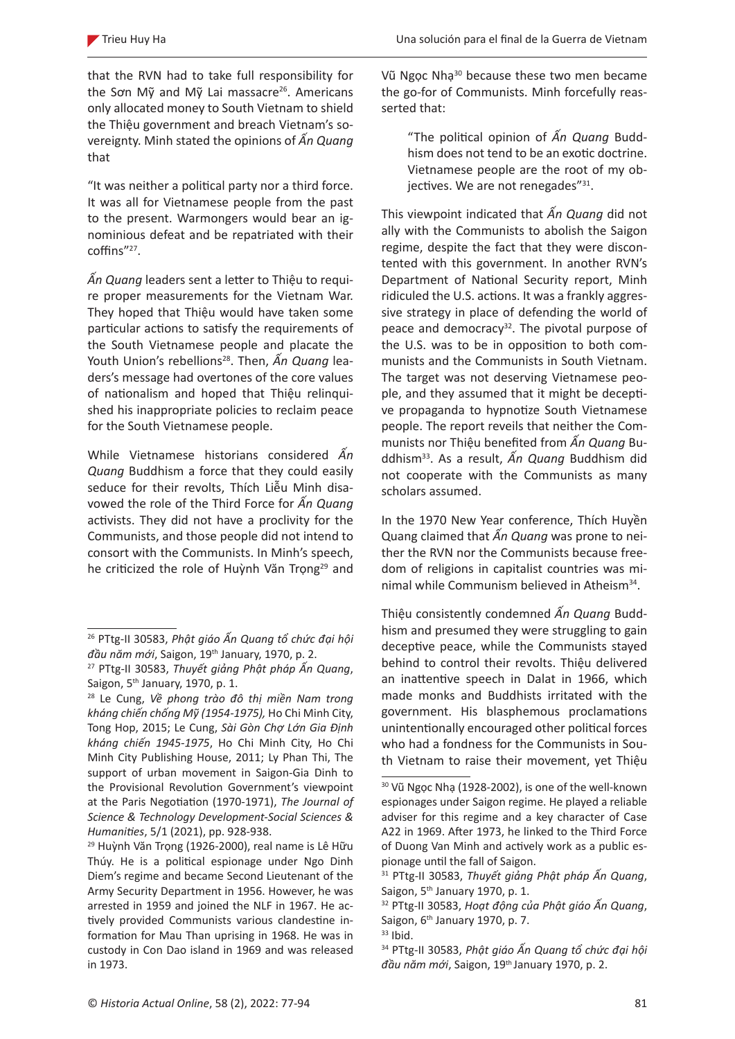that the RVN had to take full responsibility for the Sơn Mỹ and Mỹ Lai massacre[26]. Americans only allocated money to South Vietnam to shield the Thiệu government and breach Vietnam's sovereignty. Minh stated the opinions of *Ấn Quang* that

"It was neither a political party nor a third force. It was all for Vietnamese people from the past to the present. Warmongers would bear an ignominious defeat and be repatriated with their coffins"[27].

*Ấn Quang* leaders sent a letter to Thiệu to require proper measurements for the Vietnam War. They hoped that Thiệu would have taken some particular actions to satisfy the requirements of the South Vietnamese people and placate the Youth Union's rebellions[28]. Then, *Ấn Quang* leaders's message had overtones of the core values of nationalism and hoped that Thiệu relinquished his inappropriate policies to reclaim peace for the South Vietnamese people.

While Vietnamese historians considered *Ấn Quang* Buddhism a force that they could easily seduce for their revolts, Thích Liễu Minh disavowed the role of the Third Force for *Ấn Quang* activists. They did not have a proclivity for the Communists, and those people did not intend to consort with the Communists. In Minh's speech, he criticized the role of Huỳnh Văn Trọng[29] and Vũ Ngọc Nhạ[30] because these two men became the go-for of Communists. Minh forcefully reasserted that:

> "The political opinion of *Ấn Quang* Buddhism does not tend to be an exotic doctrine. Vietnamese people are the root of my objectives. We are not renegades"[31].

This viewpoint indicated that *Ấn Quang* did not ally with the Communists to abolish the Saigon regime, despite the fact that they were discontented with this government. In another RVN's Department of National Security report, Minh ridiculed the U.S. actions. It was a frankly aggressive strategy in place of defending the world of peace and democracy[32]. The pivotal purpose of the U.S. was to be in opposition to both communists and the Communists in South Vietnam. The target was not deserving Vietnamese people, and they assumed that it might be deceptive propaganda to hypnotize South Vietnamese people. The report reveils that neither the Communists nor Thiệu benefited from *Ấn Quang* Buddhism[33]. As a result, *Ấn Quang* Buddhism did not cooperate with the Communists as many scholars assumed.

In the 1970 New Year conference, Thích Huyền Quang claimed that *Ấn Quang* was prone to neither the RVN nor the Communists because freedom of religions in capitalist countries was minimal while Communism believed in Atheism[34].

Thiệu consistently condemned *Ấn Quang* Buddhism and presumed they were struggling to gain deceptive peace, while the Communists stayed behind to control their revolts. Thiệu delivered an inattentive speech in Dalat in 1966, which made monks and Buddhists irritated with the government. His blasphemous proclamations unintentionally encouraged other political forces who had a fondness for the Communists in South Vietnam to raise their movement, yet Thiệu

---

[26] PTtg-II 30583, *Phật giáo Ấn Quang tổ chức đại hội đầu năm mới*, Saigon, 19th January, 1970, p. 2.

[27] PTtg-II 30583, *Thuyết giảng Phật pháp Ấn Quang*, Saigon, 5th January, 1970, p. 1.

[28] Le Cung, *Về phong trào đô thị miền Nam trong kháng chiến chống Mỹ (1954-1975),* Ho Chi Minh City, Tong Hop, 2015; Le Cung, *Sài Gòn Chợ Lớn Gia Định kháng chiến 1945-1975*, Ho Chi Minh City Publishing House, 2011; Ly Phan Thi, The support of urban movement in Saigon-Gia Dinh to the Provisional Revolution Government's viewpoint at the Paris Negotiation (1970-1971), *The Journal of Science & Technology Development-Social Sciences & Humanities*, 5/1 (2021), pp. 928-938.

[29] Huỳnh Văn Trọng (1926-2000), real name is Lê Hữu Thúy. He is a political espionage under Ngo Dinh Diem's regime and became Second Lieutenant of the Army Security Department in 1956. However, he was arrested in 1959 and joined the NLF in 1967. He actively provided Communists various clandestine information for Mau Than uprising in 1968. He was in custody in Con Dao island in 1969 and was released in 1973.

[30] Vũ Ngọc Nhạ (1928-2002), is one of the well-known espionages under Saigon regime. He played a reliable adviser for this regime and a key character of Case A22 in 1969. After 1973, he linked to the Third Force of Duong Van Minh and actively work as a public espionage until the fall of Saigon.

[31] PTtg-II 30583, *Thuyết giảng Phật pháp Ấn Quang*, Saigon, 5th January, 1970, p. 1.

[32] PTtg-II 30583, *Hoạt động của Phật giáo Ấn Quang*, Saigon, 6th January 1970, p. 7.

[33] Ibid.

[34] PTtg-II 30583, *Phật giáo Ấn Quang tổ chức đại hội đầu năm mới*, Saigon, 19th January 1970, p. 2.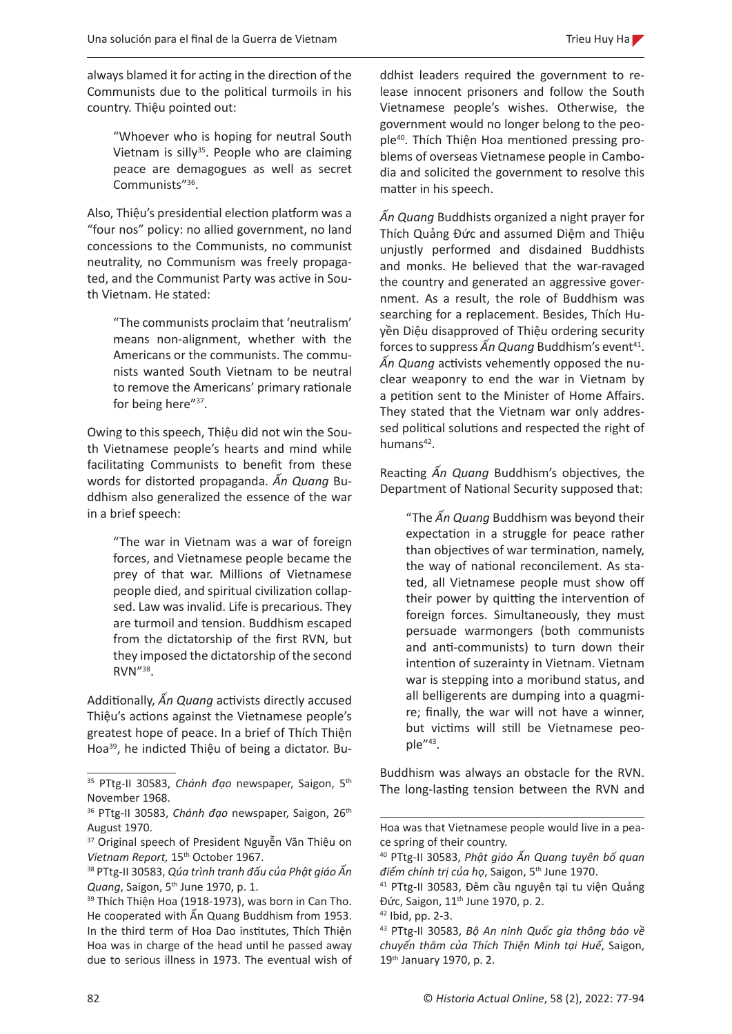always blamed it for acting in the direction of the Communists due to the political turmoils in his country. Thiệu pointed out:

> "Whoever who is hoping for neutral South Vietnam is silly[35]. People who are claiming peace are demagogues as well as secret Communists"[36].

Also, Thiệu's presidential election platform was a "four nos" policy: no allied government, no land concessions to the Communists, no communist neutrality, no Communism was freely propagated, and the Communist Party was active in South Vietnam. He stated:

> "The communists proclaim that 'neutralism' means non-alignment, whether with the Americans or the communists. The communists wanted South Vietnam to be neutral to remove the Americans' primary rationale for being here"[37].

Owing to this speech, Thiệu did not win the South Vietnamese people's hearts and mind while facilitating Communists to benefit from these words for distorted propaganda. *Ấn Quang* Buddhism also generalized the essence of the war in a brief speech:

> "The war in Vietnam was a war of foreign forces, and Vietnamese people became the prey of that war. Millions of Vietnamese people died, and spiritual civilization collapsed. Law was invalid. Life is precarious. They are turmoil and tension. Buddhism escaped from the dictatorship of the first RVN, but they imposed the dictatorship of the second RVN"[38].

Additionally, *Ấn Quang* activists directly accused Thiệu's actions against the Vietnamese people's greatest hope of peace. In a brief of Thích Thiện Hoa[39], he indicted Thiệu of being a dictator. Buddhist leaders required the government to release innocent prisoners and follow the South Vietnamese people's wishes. Otherwise, the government would no longer belong to the people[40]. Thích Thiện Hoa mentioned pressing problems of overseas Vietnamese people in Cambodia and solicited the government to resolve this matter in his speech.

*Ấn Quang* Buddhists organized a night prayer for Thích Quảng Đức and assumed Diệm and Thiệu unjustly performed and disdained Buddhists and monks. He believed that the war-ravaged the country and generated an aggressive government. As a result, the role of Buddhism was searching for a replacement. Besides, Thích Huyền Diệu disapproved of Thiệu ordering security forces to suppress *Ấn Quang* Buddhism's event[41]. *Ấn Quang* activists vehemently opposed the nuclear weaponry to end the war in Vietnam by a petition sent to the Minister of Home Affairs. They stated that the Vietnam war only addressed political solutions and respected the right of humans[42].

Reacting *Ấn Quang* Buddhism's objectives, the Department of National Security supposed that:

> "The *Ấn Quang* Buddhism was beyond their expectation in a struggle for peace rather than objectives of war termination, namely, the way of national reconcilement. As stated, all Vietnamese people must show off their power by quitting the intervention of foreign forces. Simultaneously, they must persuade warmongers (both communists and anti-communists) to turn down their intention of suzerainty in Vietnam. Vietnam war is stepping into a moribund status, and all belligerents are dumping into a quagmire; finally, the war will not have a winner, but victims will still be Vietnamese people"[43].

Buddhism was always an obstacle for the RVN. The long-lasting tension between the RVN and

---

[35] PTtg-II 30583, *Chánh đạo* newspaper, Saigon, 5th November 1968.

[36] PTtg-II 30583, *Chánh đạo* newspaper, Saigon, 26th August 1970.

[37] Original speech of President Nguyễn Văn Thiệu on *Vietnam Report,* 15th October 1967.

[38] PTtg-II 30583, *Qúa trình tranh đấu của Phật giáo Ấn Quang*, Saigon, 5th June 1970, p. 1.

[39] Thích Thiện Hoa (1918-1973), was born in Can Tho. He cooperated with Ấn Quang Buddhism from 1953. In the third term of Hoa Dao institutes, Thích Thiện Hoa was in charge of the head until he passed away due to serious illness in 1973. The eventual wish of Hoa was that Vietnamese people would live in a peace spring of their country.

[40] PTtg-II 30583, *Phật giáo Ấn Quang tuyên bố quan điểm chính trị của họ*, Saigon, 5th June 1970.

[41] PTtg-II 30583, Đêm cầu nguyện tại tu viện Quảng Đức, Saigon, 11th June 1970, p. 2.

[42] Ibid, pp. 2-3.

[43] PTtg-II 30583, *Bộ An ninh Quốc gia thông báo về chuyến thăm của Thích Thiện Minh tại Huế*, Saigon, 19th January 1970, p. 2.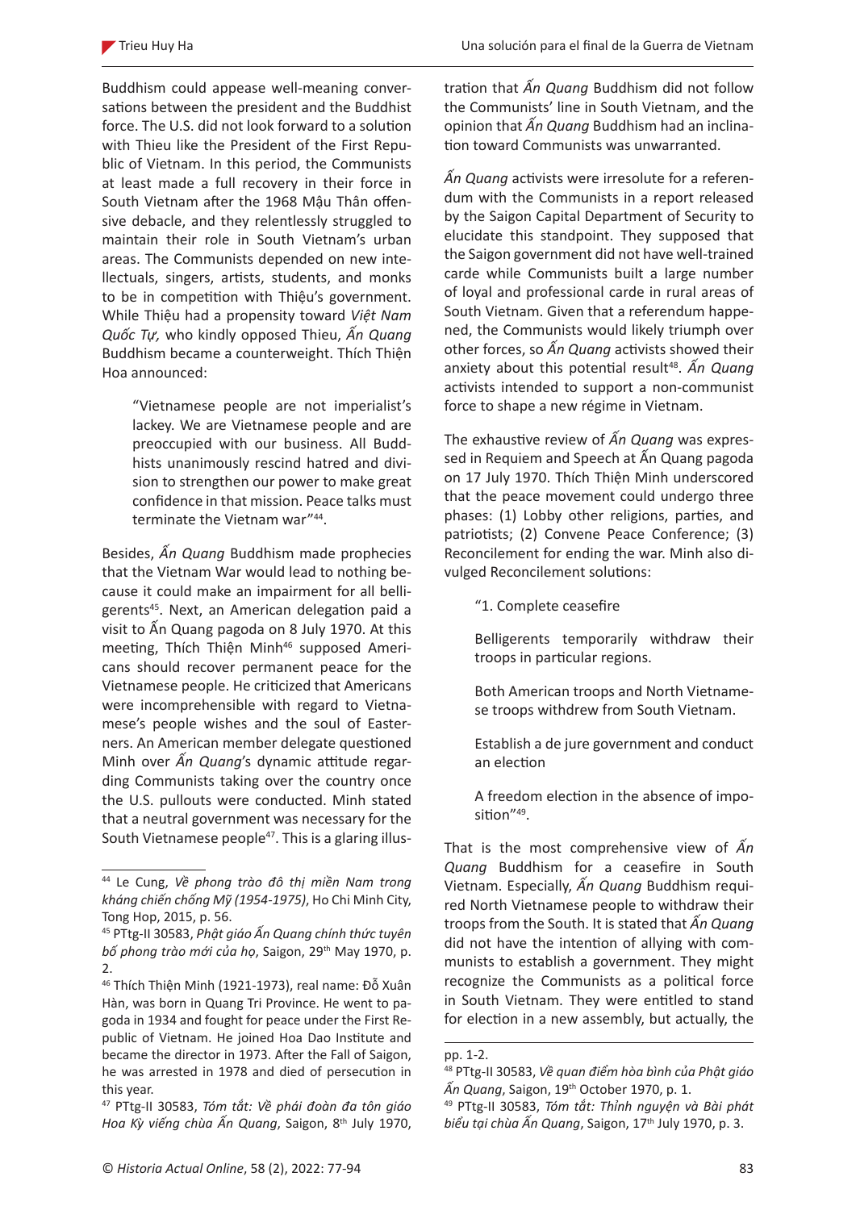Buddhism could appease well-meaning conversations between the president and the Buddhist force. The U.S. did not look forward to a solution with Thieu like the President of the First Republic of Vietnam. In this period, the Communists at least made a full recovery in their force in South Vietnam after the 1968 Mậu Thân offensive debacle, and they relentlessly struggled to maintain their role in South Vietnam's urban areas. The Communists depended on new intellectuals, singers, artists, students, and monks to be in competition with Thiệu's government. While Thiệu had a propensity toward *Việt Nam Quốc Tự*, who kindly opposed Thieu, *Ấn Quang* Buddhism became a counterweight. Thích Thiện Hoa announced:

> "Vietnamese people are not imperialist's lackey. We are Vietnamese people and are preoccupied with our business. All Buddhists unanimously rescind hatred and division to strengthen our power to make great confidence in that mission. Peace talks must terminate the Vietnam war"[44].

Besides, *Ấn Quang* Buddhism made prophecies that the Vietnam War would lead to nothing because it could make an impairment for all belligerents[45]. Next, an American delegation paid a visit to Ấn Quang pagoda on 8 July 1970. At this meeting, Thích Thiện Minh[46] supposed Americans should recover permanent peace for the Vietnamese people. He criticized that Americans were incomprehensible with regard to Vietnamese's people wishes and the soul of Easterners. An American member delegate questioned Minh over *Ấn Quang*'s dynamic attitude regarding Communists taking over the country once the U.S. pullouts were conducted. Minh stated that a neutral government was necessary for the South Vietnamese people[47]. This is a glaring illustration that *Ấn Quang* Buddhism did not follow the Communists' line in South Vietnam, and the opinion that *Ấn Quang* Buddhism had an inclination toward Communists was unwarranted.

*Ấn Quang* activists were irresolute for a referendum with the Communists in a report released by the Saigon Capital Department of Security to elucidate this standpoint. They supposed that the Saigon government did not have well-trained carde while Communists built a large number of loyal and professional carde in rural areas of South Vietnam. Given that a referendum happened, the Communists would likely triumph over other forces, so *Ấn Quang* activists showed their anxiety about this potential result[48]. *Ấn Quang* activists intended to support a non-communist force to shape a new régime in Vietnam.

The exhaustive review of *Ấn Quang* was expressed in Requiem and Speech at Ấn Quang pagoda on 17 July 1970. Thích Thiện Minh underscored that the peace movement could undergo three phases: (1) Lobby other religions, parties, and patriotists; (2) Convene Peace Conference; (3) Reconcilement for ending the war. Minh also divulged Reconcilement solutions:

> "1. Complete ceasefire
>
> Belligerents temporarily withdraw their troops in particular regions.
>
> Both American troops and North Vietnamese troops withdrew from South Vietnam.
>
> Establish a de jure government and conduct an election
>
> A freedom election in the absence of imposition"[49].

That is the most comprehensive view of *Ấn Quang* Buddhism for a ceasefire in South Vietnam. Especially, *Ấn Quang* Buddhism required North Vietnamese people to withdraw their troops from the South. It is stated that *Ấn Quang* did not have the intention of allying with communists to establish a government. They might recognize the Communists as a political force in South Vietnam. They were entitled to stand for election in a new assembly, but actually, the

---

[44] Le Cung, *Về phong trào đô thị miền Nam trong kháng chiến chống Mỹ (1954-1975)*, Ho Chi Minh City, Tong Hop, 2015, p. 56.

[45] PTtg-II 30583, *Phật giáo Ấn Quang chính thức tuyên bố phong trào mới của họ*, Saigon, 29th May 1970, p. 2.

[46] Thích Thiện Minh (1921-1973), real name: Đỗ Xuân Hàn, was born in Quang Tri Province. He went to pagoda in 1934 and fought for peace under the First Republic of Vietnam. He joined Hoa Dao Institute and became the director in 1973. After the Fall of Saigon, he was arrested in 1978 and died of persecution in this year.

[47] PTtg-II 30583, *Tóm tắt: Về phái đoàn đa tôn giáo Hoa Kỳ viếng chùa Ấn Quang*, Saigon, 8th July 1970, pp. 1-2.

[48] PTtg-II 30583, *Về quan điểm hòa bình của Phật giáo Ấn Quang*, Saigon, 19th October 1970, p. 1.

[49] PTtg-II 30583, *Tóm tắt: Thỉnh nguyện và Bài phát biểu tại chùa Ấn Quang*, Saigon, 17th July 1970, p. 3.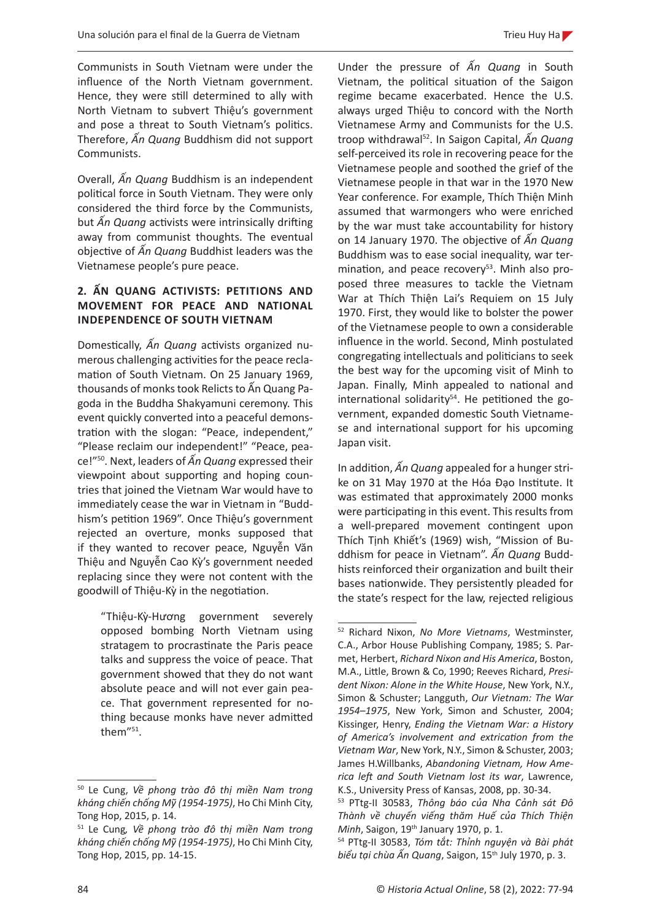Communists in South Vietnam were under the influence of the North Vietnam government. Hence, they were still determined to ally with North Vietnam to subvert Thiệu's government and pose a threat to South Vietnam's politics. Therefore, *Ấn Quang* Buddhism did not support Communists.

Overall, *Ấn Quang* Buddhism is an independent political force in South Vietnam. They were only considered the third force by the Communists, but *Ấn Quang* activists were intrinsically drifting away from communist thoughts. The eventual objective of *Ấn Quang* Buddhist leaders was the Vietnamese people's pure peace.

## 2. ẤN QUANG ACTIVISTS: PETITIONS AND MOVEMENT FOR PEACE AND NATIONAL INDEPENDENCE OF SOUTH VIETNAM

Domestically, *Ấn Quang* activists organized numerous challenging activities for the peace reclamation of South Vietnam. On 25 January 1969, thousands of monks took Relicts to Ấn Quang Pagoda in the Buddha Shakyamuni ceremony. This event quickly converted into a peaceful demonstration with the slogan: "Peace, independent," "Please reclaim our independent!" "Peace, peace!"[50]. Next, leaders of *Ấn Quang* expressed their viewpoint about supporting and hoping countries that joined the Vietnam War would have to immediately cease the war in Vietnam in "Buddhism's petition 1969". Once Thiệu's government rejected an overture, monks supposed that if they wanted to recover peace, Nguyễn Văn Thiệu and Nguyễn Cao Kỳ's government needed replacing since they were not content with the goodwill of Thiệu-Kỳ in the negotiation.

> "Thiệu-Kỳ-Hương government severely opposed bombing North Vietnam using stratagem to procrastinate the Paris peace talks and suppress the voice of peace. That government showed that they do not want absolute peace and will not ever gain peace. That government represented for nothing because monks have never admitted them"[51].

Under the pressure of *Ấn Quang* in South Vietnam, the political situation of the Saigon regime became exacerbated. Hence the U.S. always urged Thiệu to concord with the North Vietnamese Army and Communists for the U.S. troop withdrawal[52]. In Saigon Capital, *Ấn Quang* self-perceived its role in recovering peace for the Vietnamese people and soothed the grief of the Vietnamese people in that war in the 1970 New Year conference. For example, Thích Thiện Minh assumed that warmongers who were enriched by the war must take accountability for history on 14 January 1970. The objective of *Ấn Quang* Buddhism was to ease social inequality, war termination, and peace recovery[53]. Minh also proposed three measures to tackle the Vietnam War at Thích Thiện Lai's Requiem on 15 July 1970. First, they would like to bolster the power of the Vietnamese people to own a considerable influence in the world. Second, Minh postulated congregating intellectuals and politicians to seek the best way for the upcoming visit of Minh to Japan. Finally, Minh appealed to national and international solidarity[54]. He petitioned the government, expanded domestic South Vietnamese and international support for his upcoming Japan visit.

In addition, *Ấn Quang* appealed for a hunger strike on 31 May 1970 at the Hóa Đạo Institute. It was estimated that approximately 2000 monks were participating in this event. This results from a well-prepared movement contingent upon Thích Tịnh Khiết's (1969) wish, "Mission of Buddhism for peace in Vietnam". *Ấn Quang* Buddhists reinforced their organization and built their bases nationwide. They persistently pleaded for the state's respect for the law, rejected religious

---

[50] Le Cung, *Về phong trào đô thị miền Nam trong kháng chiến chống Mỹ (1954-1975)*, Ho Chi Minh City, Tong Hop, 2015, p. 14.

[51] Le Cung*, Về phong trào đô thị miền Nam trong kháng chiến chống Mỹ (1954-1975)*, Ho Chi Minh City, Tong Hop, 2015, pp. 14-15.

[52] Richard Nixon, *No More Vietnams*, Westminster, C.A., Arbor House Publishing Company, 1985; S. Parmet, Herbert, *Richard Nixon and His America*, Boston, M.A., Little, Brown & Co, 1990; Reeves Richard, *President Nixon: Alone in the White House*, New York, N.Y., Simon & Schuster; Langguth, *Our Vietnam: The War 1954–1975*, New York, Simon and Schuster, 2004; Kissinger, Henry, *Ending the Vietnam War: a History of America's involvement and extrication from the Vietnam War*, New York, N.Y., Simon & Schuster, 2003; James H.Willbanks, *Abandoning Vietnam, How America left and South Vietnam lost its war*, Lawrence, K.S., University Press of Kansas, 2008, pp. 30-34.

[53] PTtg-II 30583, *Thông báo của Nha Cảnh sát Đô Thành về chuyến viếng thăm Huế của Thích Thiện Minh*, Saigon, 19th January 1970, p. 1.

[54] PTtg-II 30583, *Tóm tắt: Thỉnh nguyện và Bài phát biểu tại chùa Ấn Quang*, Saigon, 15th July 1970, p. 3.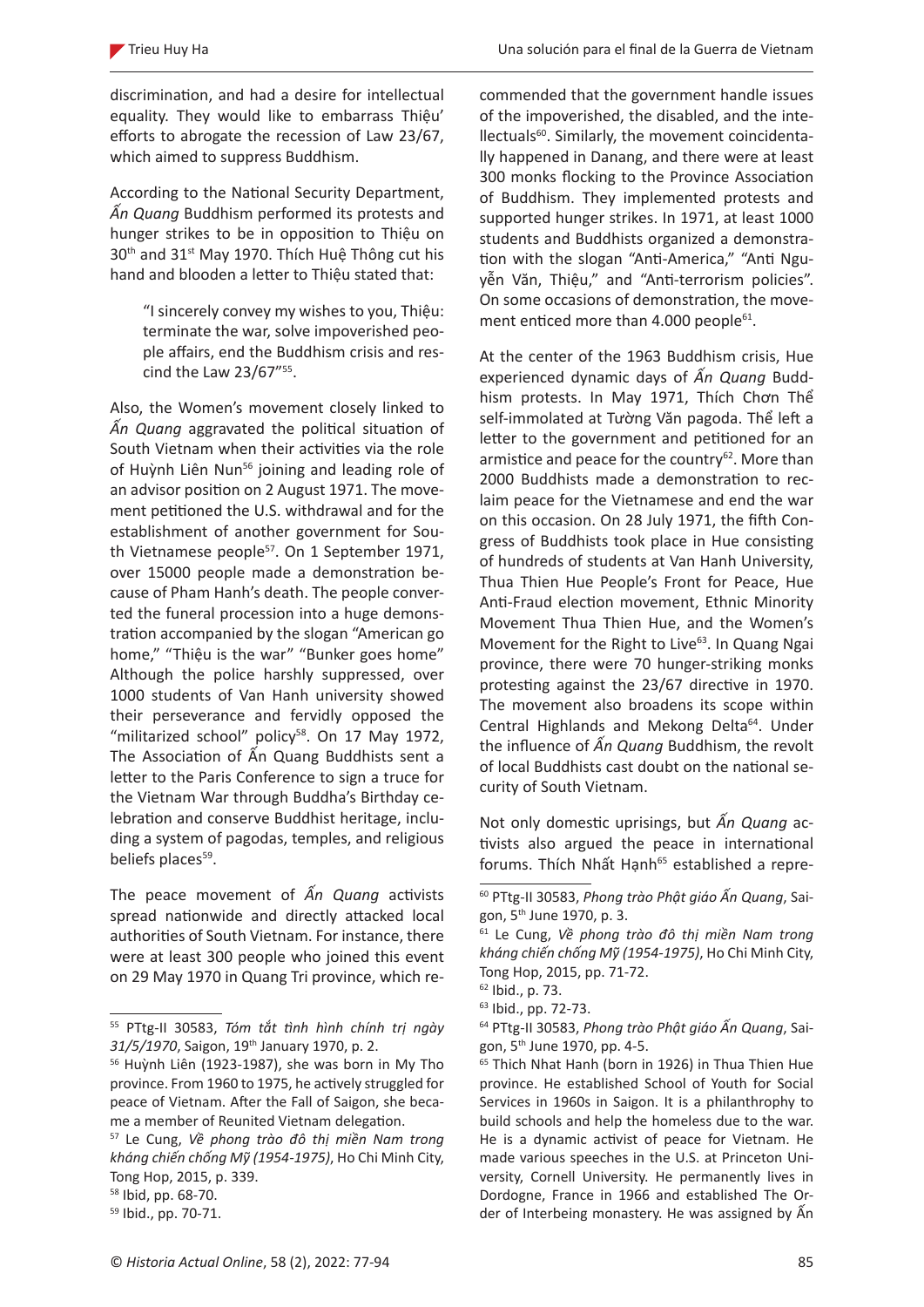discrimination, and had a desire for intellectual equality. They would like to embarrass Thiệu' efforts to abrogate the recession of Law 23/67, which aimed to suppress Buddhism.

According to the National Security Department, *Ấn Quang* Buddhism performed its protests and hunger strikes to be in opposition to Thiệu on 30th and 31st May 1970. Thích Huệ Thông cut his hand and blooden a letter to Thiệu stated that:

> "I sincerely convey my wishes to you, Thiệu: terminate the war, solve impoverished people affairs, end the Buddhism crisis and rescind the Law 23/67"[55].

Also, the Women's movement closely linked to *Ấn Quang* aggravated the political situation of South Vietnam when their activities via the role of Huỳnh Liên Nun[56] joining and leading role of an advisor position on 2 August 1971. The movement petitioned the U.S. withdrawal and for the establishment of another government for South Vietnamese people[57]. On 1 September 1971, over 15000 people made a demonstration because of Pham Hanh's death. The people converted the funeral procession into a huge demonstration accompanied by the slogan "American go home," "Thiệu is the war" "Bunker goes home" Although the police harshly suppressed, over 1000 students of Van Hanh university showed their perseverance and fervidly opposed the "militarized school" policy[58]. On 17 May 1972, The Association of Ấn Quang Buddhists sent a letter to the Paris Conference to sign a truce for the Vietnam War through Buddha's Birthday celebration and conserve Buddhist heritage, including a system of pagodas, temples, and religious beliefs places[59].

The peace movement of *Ấn Quang* activists spread nationwide and directly attacked local authorities of South Vietnam. For instance, there were at least 300 people who joined this event on 29 May 1970 in Quang Tri province, which recommended that the government handle issues of the impoverished, the disabled, and the intellectuals[60]. Similarly, the movement coincidentally happened in Danang, and there were at least 300 monks flocking to the Province Association of Buddhism. They implemented protests and supported hunger strikes. In 1971, at least 1000 students and Buddhists organized a demonstration with the slogan "Anti-America," "Anti Nguyễn Văn, Thiệu," and "Anti-terrorism policies". On some occasions of demonstration, the movement enticed more than 4.000 people[61].

At the center of the 1963 Buddhism crisis, Hue experienced dynamic days of *Ấn Quang* Buddhism protests. In May 1971, Thích Chơn Thể self-immolated at Tường Văn pagoda. Thể left a letter to the government and petitioned for an armistice and peace for the country[62]. More than 2000 Buddhists made a demonstration to reclaim peace for the Vietnamese and end the war on this occasion. On 28 July 1971, the fifth Congress of Buddhists took place in Hue consisting of hundreds of students at Van Hanh University, Thua Thien Hue People's Front for Peace, Hue Anti-Fraud election movement, Ethnic Minority Movement Thua Thien Hue, and the Women's Movement for the Right to Live[63]. In Quang Ngai province, there were 70 hunger-striking monks protesting against the 23/67 directive in 1970. The movement also broadens its scope within Central Highlands and Mekong Delta[64]. Under the influence of *Ấn Quang* Buddhism, the revolt of local Buddhists cast doubt on the national security of South Vietnam.

Not only domestic uprisings, but *Ấn Quang* activists also argued the peace in international forums. Thích Nhất Hạnh[65] established a repre-

---

[55] PTtg-II 30583, *Tóm tắt tình hình chính trị ngày 31/5/1970*, Saigon, 19th January 1970, p. 2.

[56] Huỳnh Liên (1923-1987), she was born in My Tho province. From 1960 to 1975, he actively struggled for peace of Vietnam. After the Fall of Saigon, she became a member of Reunited Vietnam delegation.

[57] Le Cung, *Về phong trào đô thị miền Nam trong kháng chiến chống Mỹ (1954-1975)*, Ho Chi Minh City, Tong Hop, 2015, p. 339.

[58] Ibid, pp. 68-70.

[59] Ibid., pp. 70-71.

[60] PTtg-II 30583, *Phong trào Phật giáo Ấn Quang*, Saigon, 5th June 1970, p. 3.

[61] Le Cung, *Về phong trào đô thị miền Nam trong kháng chiến chống Mỹ (1954-1975)*, Ho Chi Minh City, Tong Hop, 2015, pp. 71-72.

[62] Ibid., p. 73.

[63] Ibid., pp. 72-73.

[64] PTtg-II 30583, *Phong trào Phật giáo Ấn Quang*, Saigon, 5th June 1970, pp. 4-5.

[65] Thich Nhat Hanh (born in 1926) in Thua Thien Hue province. He established School of Youth for Social Services in 1960s in Saigon. It is a philanthrophy to build schools and help the homeless due to the war. He is a dynamic activist of peace for Vietnam. He made various speeches in the U.S. at Princeton University, Cornell University. He permanently lives in Dordogne, France in 1966 and established The Order of Interbeing monastery. He was assigned by Ấn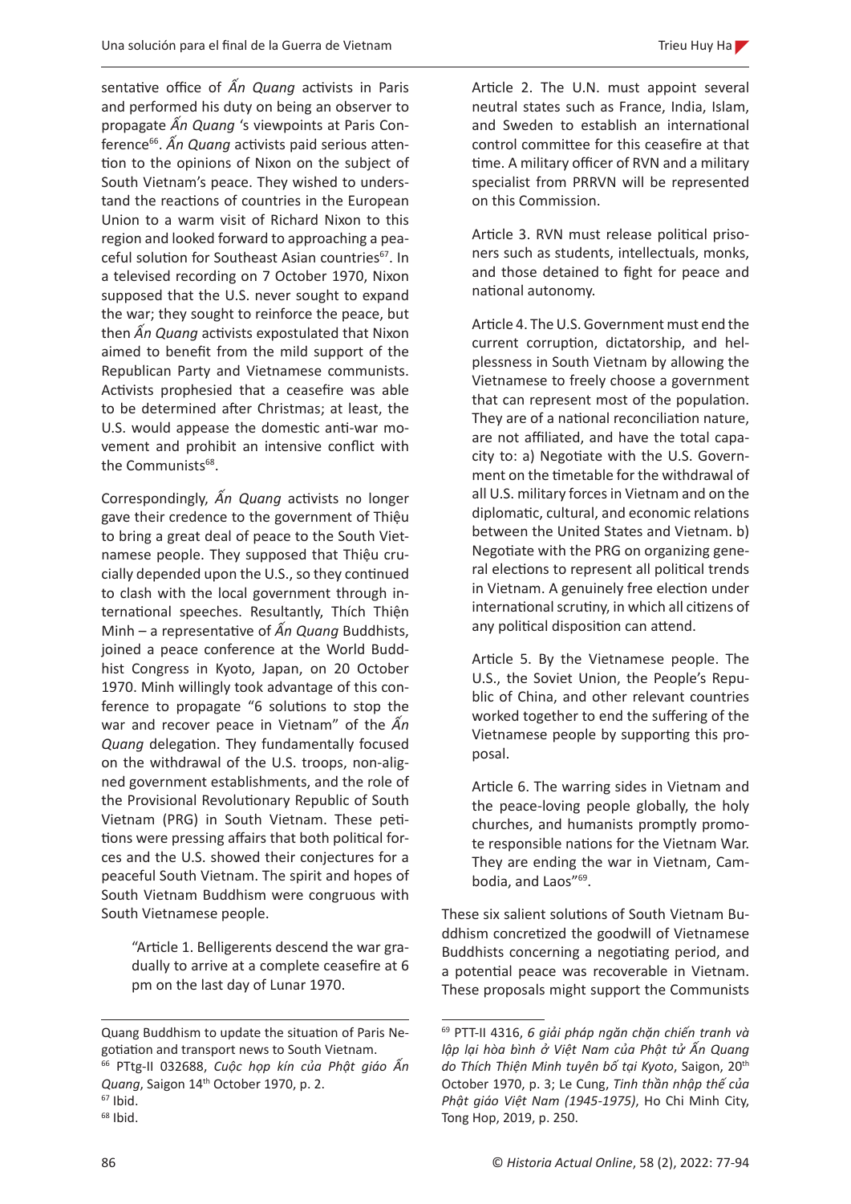sentative office of *Ấn Quang* activists in Paris and performed his duty on being an observer to propagate *Ấn Quang* 's viewpoints at Paris Conference[66]. *Ấn Quang* activists paid serious attention to the opinions of Nixon on the subject of South Vietnam's peace. They wished to understand the reactions of countries in the European Union to a warm visit of Richard Nixon to this region and looked forward to approaching a peaceful solution for Southeast Asian countries[67]. In a televised recording on 7 October 1970, Nixon supposed that the U.S. never sought to expand the war; they sought to reinforce the peace, but then *Ấn Quang* activists expostulated that Nixon aimed to benefit from the mild support of the Republican Party and Vietnamese communists. Activists prophesied that a ceasefire was able to be determined after Christmas; at least, the U.S. would appease the domestic anti-war movement and prohibit an intensive conflict with the Communists[68].

Correspondingly, *Ấn Quang* activists no longer gave their credence to the government of Thiệu to bring a great deal of peace to the South Vietnamese people. They supposed that Thiệu crucially depended upon the U.S., so they continued to clash with the local government through international speeches. Resultantly, Thích Thiện Minh – a representative of *Ấn Quang* Buddhists, joined a peace conference at the World Buddhist Congress in Kyoto, Japan, on 20 October 1970. Minh willingly took advantage of this conference to propagate "6 solutions to stop the war and recover peace in Vietnam" of the *Ấn Quang* delegation. They fundamentally focused on the withdrawal of the U.S. troops, non-aligned government establishments, and the role of the Provisional Revolutionary Republic of South Vietnam (PRG) in South Vietnam. These petitions were pressing affairs that both political forces and the U.S. showed their conjectures for a peaceful South Vietnam. The spirit and hopes of South Vietnam Buddhism were congruous with South Vietnamese people.

> "Article 1. Belligerents descend the war gradually to arrive at a complete ceasefire at 6 pm on the last day of Lunar 1970.
>
> Article 2. The U.N. must appoint several neutral states such as France, India, Islam, and Sweden to establish an international control committee for this ceasefire at that time. A military officer of RVN and a military specialist from PRRVN will be represented on this Commission.
>
> Article 3. RVN must release political prisoners such as students, intellectuals, monks, and those detained to fight for peace and national autonomy.
>
> Article 4. The U.S. Government must end the current corruption, dictatorship, and helplessness in South Vietnam by allowing the Vietnamese to freely choose a government that can represent most of the population. They are of a national reconciliation nature, are not affiliated, and have the total capacity to: a) Negotiate with the U.S. Government on the timetable for the withdrawal of all U.S. military forces in Vietnam and on the diplomatic, cultural, and economic relations between the United States and Vietnam. b) Negotiate with the PRG on organizing general elections to represent all political trends in Vietnam. A genuinely free election under international scrutiny, in which all citizens of any political disposition can attend.
>
> Article 5. By the Vietnamese people. The U.S., the Soviet Union, the People's Republic of China, and other relevant countries worked together to end the suffering of the Vietnamese people by supporting this proposal.
>
> Article 6. The warring sides in Vietnam and the peace-loving people globally, the holy churches, and humanists promptly promote responsible nations for the Vietnam War. They are ending the war in Vietnam, Cambodia, and Laos"[69].

These six salient solutions of South Vietnam Buddhism concretized the goodwill of Vietnamese Buddhists concerning a negotiating period, and a potential peace was recoverable in Vietnam. These proposals might support the Communists

---

Quang Buddhism to update the situation of Paris Negotiation and transport news to South Vietnam.

[66] PTtg-II 032688, *Cuộc họp kín của Phật giáo Ấn Quang*, Saigon 14th October 1970, p. 2.

[67] Ibid.

[68] Ibid.

[69] PTT-II 4316, *6 giải pháp ngăn chặn chiến tranh và lập lại hòa bình ở Việt Nam của Phật tử Ấn Quang do Thích Thiện Minh tuyên bố tại Kyoto*, Saigon, 20th October 1970, p. 3; Le Cung, *Tinh thần nhập thế của Phật giáo Việt Nam (1945-1975)*, Ho Chi Minh City, Tong Hop, 2019, p. 250.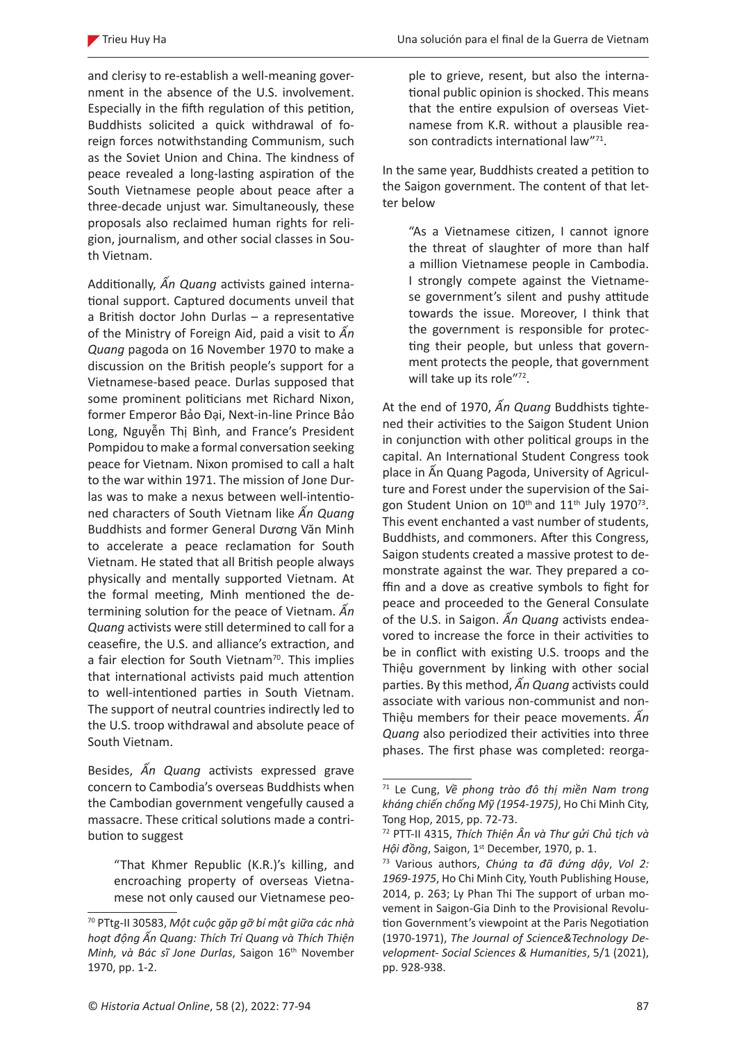and clerisy to re-establish a well-meaning government in the absence of the U.S. involvement. Especially in the fifth regulation of this petition, Buddhists solicited a quick withdrawal of foreign forces notwithstanding Communism, such as the Soviet Union and China. The kindness of peace revealed a long-lasting aspiration of the South Vietnamese people about peace after a three-decade unjust war. Simultaneously, these proposals also reclaimed human rights for religion, journalism, and other social classes in South Vietnam.

Additionally, *Ấn Quang* activists gained international support. Captured documents unveil that a British doctor John Durlas – a representative of the Ministry of Foreign Aid, paid a visit to *Ấn Quang* pagoda on 16 November 1970 to make a discussion on the British people's support for a Vietnamese-based peace. Durlas supposed that some prominent politicians met Richard Nixon, former Emperor Bảo Đại, Next-in-line Prince Bảo Long, Nguyễn Thị Bình, and France's President Pompidou to make a formal conversation seeking peace for Vietnam. Nixon promised to call a halt to the war within 1971. The mission of Jone Durlas was to make a nexus between well-intentioned characters of South Vietnam like *Ấn Quang* Buddhists and former General Dương Văn Minh to accelerate a peace reclamation for South Vietnam. He stated that all British people always physically and mentally supported Vietnam. At the formal meeting, Minh mentioned the determining solution for the peace of Vietnam. *Ấn Quang* activists were still determined to call for a ceasefire, the U.S. and alliance's extraction, and a fair election for South Vietnam[70]. This implies that international activists paid much attention to well-intentioned parties in South Vietnam. The support of neutral countries indirectly led to the U.S. troop withdrawal and absolute peace of South Vietnam.

Besides, *Ấn Quang* activists expressed grave concern to Cambodia's overseas Buddhists when the Cambodian government vengefully caused a massacre. These critical solutions made a contribution to suggest

> "That Khmer Republic (K.R.)'s killing, and encroaching property of overseas Vietnamese not only caused our Vietnamese people to grieve, resent, but also the international public opinion is shocked. This means that the entire expulsion of overseas Vietnamese from K.R. without a plausible reason contradicts international law"[71].

In the same year, Buddhists created a petition to the Saigon government. The content of that letter below

> "As a Vietnamese citizen, I cannot ignore the threat of slaughter of more than half a million Vietnamese people in Cambodia. I strongly compete against the Vietnamese government's silent and pushy attitude towards the issue. Moreover, I think that the government is responsible for protecting their people, but unless that government protects the people, that government will take up its role"[72].

At the end of 1970, *Ấn Quang* Buddhists tightened their activities to the Saigon Student Union in conjunction with other political groups in the capital. An International Student Congress took place in Ấn Quang Pagoda, University of Agriculture and Forest under the supervision of the Saigon Student Union on 10th and 11th July 1970[73]. This event enchanted a vast number of students, Buddhists, and commoners. After this Congress, Saigon students created a massive protest to demonstrate against the war. They prepared a coffin and a dove as creative symbols to fight for peace and proceeded to the General Consulate of the U.S. in Saigon. *Ấn Quang* activists endeavored to increase the force in their activities to be in conflict with existing U.S. troops and the Thiệu government by linking with other social parties. By this method, *Ấn Quang* activists could associate with various non-communist and non-Thiệu members for their peace movements. *Ấn Quang* also periodized their activities into three phases. The first phase was completed: reorga-

---

[70] PTtg-II 30583, *Một cuộc gặp gỡ bí mật giữa các nhà hoạt động Ấn Quang: Thích Trí Quang và Thích Thiện Minh, và Bác sĩ Jone Durlas*, Saigon 16th November 1970, pp. 1-2.

[71] Le Cung, *Về phong trào đô thị miền Nam trong kháng chiến chống Mỹ (1954-1975)*, Ho Chi Minh City, Tong Hop, 2015, pp. 72-73.

[72] PTT-II 4315, *Thích Thiện Ân và Thư gửi Chủ tịch và Hội đồng*, Saigon, 1st December, 1970, p. 1.

[73] Various authors, *Chúng ta đã đứng dậy*, *Vol 2: 1969-1975*, Ho Chi Minh City, Youth Publishing House, 2014, p. 263; Ly Phan Thi The support of urban movement in Saigon-Gia Dinh to the Provisional Revolution Government's viewpoint at the Paris Negotiation (1970-1971), *The Journal of Science&Technology Development- Social Sciences & Humanities*, 5/1 (2021), pp. 928-938.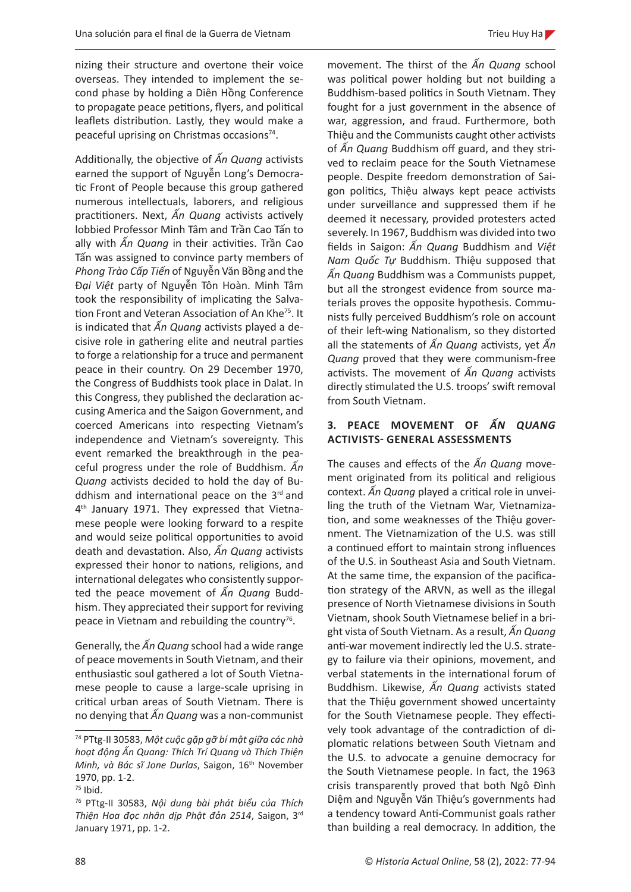nizing their structure and overtone their voice overseas. They intended to implement the second phase by holding a Diên Hồng Conference to propagate peace petitions, flyers, and political leaflets distribution. Lastly, they would make a peaceful uprising on Christmas occasions[74].

Additionally, the objective of *Ấn Quang* activists earned the support of Nguyễn Long's Democratic Front of People because this group gathered numerous intellectuals, laborers, and religious practitioners. Next, *Ấn Quang* activists actively lobbied Professor Minh Tâm and Trần Cao Tấn to ally with *Ấn Quang* in their activities. Trần Cao Tấn was assigned to convince party members of *Phong Trào Cấp Tiến* of Nguyễn Văn Bồng and the *Đại Việt* party of Nguyễn Tôn Hoàn. Minh Tâm took the responsibility of implicating the Salvation Front and Veteran Association of An Khe[75]. It is indicated that *Ấn Quang* activists played a decisive role in gathering elite and neutral parties to forge a relationship for a truce and permanent peace in their country. On 29 December 1970, the Congress of Buddhists took place in Dalat. In this Congress, they published the declaration accusing America and the Saigon Government, and coerced Americans into respecting Vietnam's independence and Vietnam's sovereignty. This event remarked the breakthrough in the peaceful progress under the role of Buddhism. *Ấn Quang* activists decided to hold the day of Buddhism and international peace on the 3rd and 4th January 1971. They expressed that Vietnamese people were looking forward to a respite and would seize political opportunities to avoid death and devastation. Also, *Ấn Quang* activists expressed their honor to nations, religions, and international delegates who consistently supported the peace movement of *Ấn Quang* Buddhism. They appreciated their support for reviving peace in Vietnam and rebuilding the country[76].

Generally, the *Ấn Quang* school had a wide range of peace movements in South Vietnam, and their enthusiastic soul gathered a lot of South Vietnamese people to cause a large-scale uprising in critical urban areas of South Vietnam. There is no denying that *Ấn Quang* was a non-communist movement. The thirst of the *Ấn Quang* school was political power holding but not building a Buddhism-based politics in South Vietnam. They fought for a just government in the absence of war, aggression, and fraud. Furthermore, both Thiệu and the Communists caught other activists of *Ấn Quang* Buddhism off guard, and they strived to reclaim peace for the South Vietnamese people. Despite freedom demonstration of Saigon politics, Thiệu always kept peace activists under surveillance and suppressed them if he deemed it necessary, provided protesters acted severely. In 1967, Buddhism was divided into two fields in Saigon: *Ấn Quang* Buddhism and *Việt Nam Quốc Tự* Buddhism. Thiệu supposed that *Ấn Quang* Buddhism was a Communists puppet, but all the strongest evidence from source materials proves the opposite hypothesis. Communists fully perceived Buddhism's role on account of their left-wing Nationalism, so they distorted all the statements of *Ấn Quang* activists, yet *Ấn Quang* proved that they were communism-free activists. The movement of *Ấn Quang* activists directly stimulated the U.S. troops' swift removal from South Vietnam.

## 3. PEACE MOVEMENT OF *ẤN QUANG* ACTIVISTS- GENERAL ASSESSMENTS

The causes and effects of the *Ấn Quang* movement originated from its political and religious context. *Ấn Quang* played a critical role in unveiling the truth of the Vietnam War, Vietnamization, and some weaknesses of the Thiệu government. The Vietnamization of the U.S. was still a continued effort to maintain strong influences of the U.S. in Southeast Asia and South Vietnam. At the same time, the expansion of the pacification strategy of the ARVN, as well as the illegal presence of North Vietnamese divisions in South Vietnam, shook South Vietnamese belief in a bright vista of South Vietnam. As a result, *Ấn Quang* anti-war movement indirectly led the U.S. strategy to failure via their opinions, movement, and verbal statements in the international forum of Buddhism. Likewise, *Ấn Quang* activists stated that the Thiệu government showed uncertainty for the South Vietnamese people. They effectively took advantage of the contradiction of diplomatic relations between South Vietnam and the U.S. to advocate a genuine democracy for the South Vietnamese people. In fact, the 1963 crisis transparently proved that both Ngô Đình Diệm and Nguyễn Văn Thiệu's governments had a tendency toward Anti-Communist goals rather than building a real democracy. In addition, the

---

[74] PTtg-II 30583, *Một cuộc gặp gỡ bí mật giữa các nhà hoạt động Ấn Quang: Thích Trí Quang và Thích Thiện Minh, và Bác sĩ Jone Durlas*, Saigon, 16th November 1970, pp. 1-2.

[75] Ibid.

[76] PTtg-II 30583, *Nội dung bài phát biểu của Thích Thiện Hoa đọc nhân dịp Phật đản 2514*, Saigon, 3rd January 1971, pp. 1-2.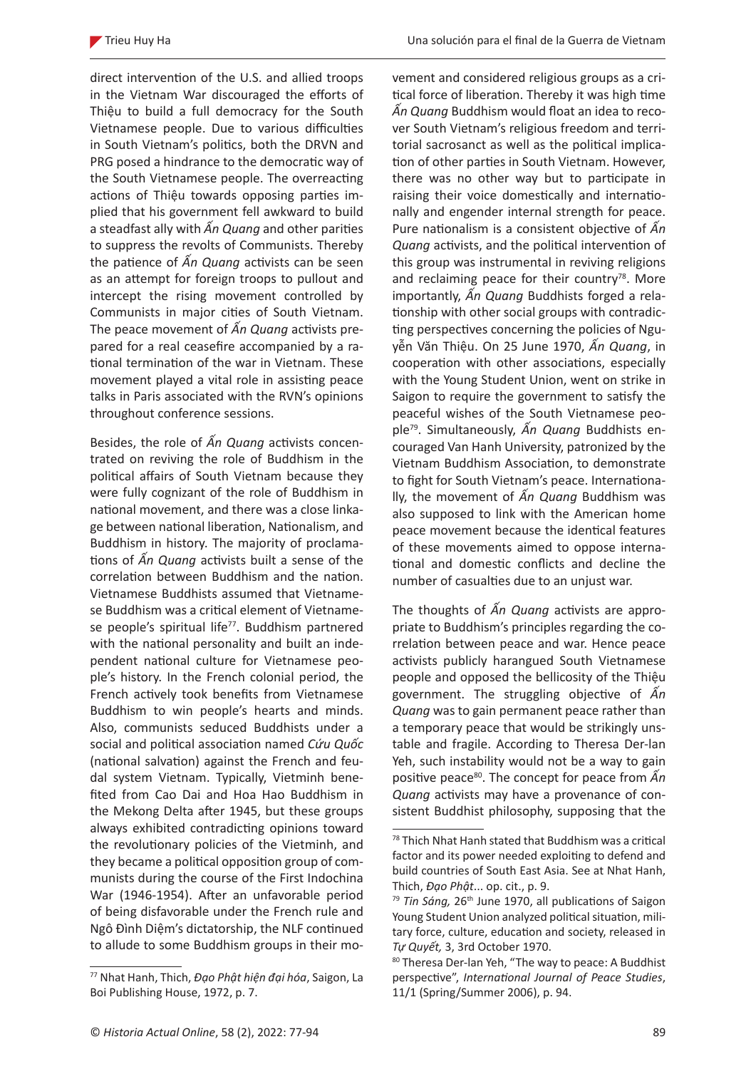direct intervention of the U.S. and allied troops in the Vietnam War discouraged the efforts of Thiệu to build a full democracy for the South Vietnamese people. Due to various difficulties in South Vietnam's politics, both the DRVN and PRG posed a hindrance to the democratic way of the South Vietnamese people. The overreacting actions of Thiệu towards opposing parties implied that his government fell awkward to build a steadfast ally with *Ấn Quang* and other parities to suppress the revolts of Communists. Thereby the patience of *Ấn Quang* activists can be seen as an attempt for foreign troops to pullout and intercept the rising movement controlled by Communists in major cities of South Vietnam. The peace movement of *Ấn Quang* activists prepared for a real ceasefire accompanied by a rational termination of the war in Vietnam. These movement played a vital role in assisting peace talks in Paris associated with the RVN's opinions throughout conference sessions.

Besides, the role of *Ấn Quang* activists concentrated on reviving the role of Buddhism in the political affairs of South Vietnam because they were fully cognizant of the role of Buddhism in national movement, and there was a close linkage between national liberation, Nationalism, and Buddhism in history. The majority of proclamations of *Ấn Quang* activists built a sense of the correlation between Buddhism and the nation. Vietnamese Buddhists assumed that Vietnamese Buddhism was a critical element of Vietnamese people's spiritual life[77]. Buddhism partnered with the national personality and built an independent national culture for Vietnamese people's history. In the French colonial period, the French actively took benefits from Vietnamese Buddhism to win people's hearts and minds. Also, communists seduced Buddhists under a social and political association named *Cứu Quốc* (national salvation) against the French and feudal system Vietnam. Typically, Vietminh benefited from Cao Dai and Hoa Hao Buddhism in the Mekong Delta after 1945, but these groups always exhibited contradicting opinions toward the revolutionary policies of the Vietminh, and they became a political opposition group of communists during the course of the First Indochina War (1946-1954). After an unfavorable period of being disfavorable under the French rule and Ngô Đình Diệm's dictatorship, the NLF continued to allude to some Buddhism groups in their movement and considered religious groups as a critical force of liberation. Thereby it was high time *Ấn Quang* Buddhism would float an idea to recover South Vietnam's religious freedom and territorial sacrosanct as well as the political implication of other parties in South Vietnam. However, there was no other way but to participate in raising their voice domestically and internationally and engender internal strength for peace. Pure nationalism is a consistent objective of *Ấn Quang* activists, and the political intervention of this group was instrumental in reviving religions and reclaiming peace for their country[78]. More importantly, *Ấn Quang* Buddhists forged a relationship with other social groups with contradicting perspectives concerning the policies of Nguyễn Văn Thiệu. On 25 June 1970, *Ấn Quang*, in cooperation with other associations, especially with the Young Student Union, went on strike in Saigon to require the government to satisfy the peaceful wishes of the South Vietnamese people[79]. Simultaneously, *Ấn Quang* Buddhists encouraged Van Hanh University, patronized by the Vietnam Buddhism Association, to demonstrate to fight for South Vietnam's peace. Internationally, the movement of *Ấn Quang* Buddhism was also supposed to link with the American home peace movement because the identical features of these movements aimed to oppose international and domestic conflicts and decline the number of casualties due to an unjust war.

The thoughts of *Ấn Quang* activists are appropriate to Buddhism's principles regarding the correlation between peace and war. Hence peace activists publicly harangued South Vietnamese people and opposed the bellicosity of the Thiệu government. The struggling objective of *Ấn Quang* was to gain permanent peace rather than a temporary peace that would be strikingly unstable and fragile. According to Theresa Der-lan Yeh, such instability would not be a way to gain positive peace[80]. The concept for peace from *Ấn Quang* activists may have a provenance of consistent Buddhist philosophy, supposing that the

---

[77] Nhat Hanh, Thich, *Đạo Phật hiện đại hóa*, Saigon, La Boi Publishing House, 1972, p. 7.

[78] Thich Nhat Hanh stated that Buddhism was a critical factor and its power needed exploiting to defend and build countries of South East Asia. See at Nhat Hanh, Thich, *Đạo Phật*... op. cit., p. 9.

[79] *Tin Sáng,* 26th June 1970, all publications of Saigon Young Student Union analyzed political situation, military force, culture, education and society, released in *Tự Quyết,* 3, 3rd October 1970.

[80] Theresa Der-lan Yeh, "The way to peace: A Buddhist perspective", *International Journal of Peace Studies*, 11/1 (Spring/Summer 2006), p. 94.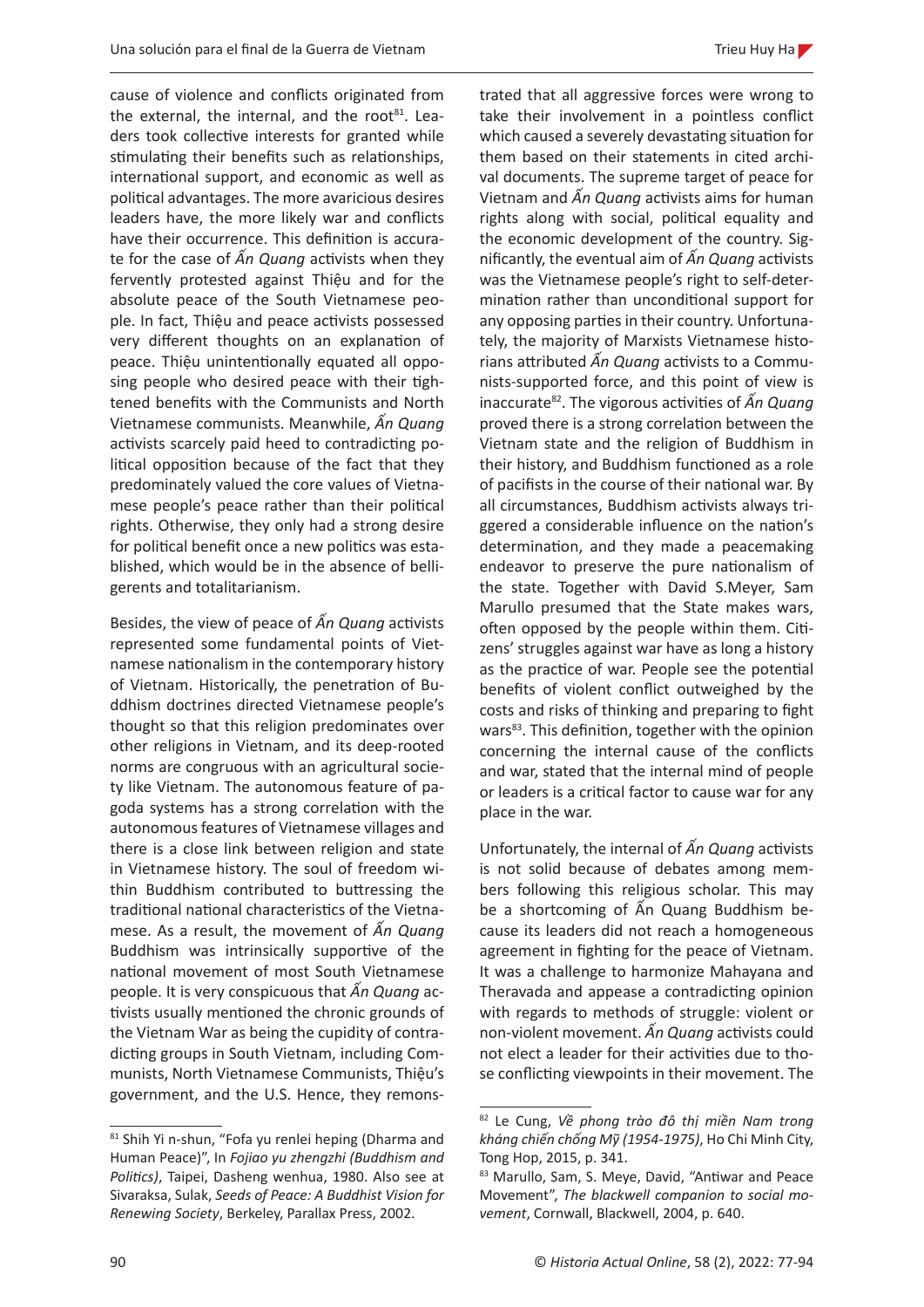cause of violence and conflicts originated from the external, the internal, and the root[81]. Leaders took collective interests for granted while stimulating their benefits such as relationships, international support, and economic as well as political advantages. The more avaricious desires leaders have, the more likely war and conflicts have their occurrence. This definition is accurate for the case of *Ấn Quang* activists when they fervently protested against Thiệu and for the absolute peace of the South Vietnamese people. In fact, Thiệu and peace activists possessed very different thoughts on an explanation of peace. Thiệu unintentionally equated all opposing people who desired peace with their tightened benefits with the Communists and North Vietnamese communists. Meanwhile, *Ấn Quang* activists scarcely paid heed to contradicting political opposition because of the fact that they predominately valued the core values of Vietnamese people's peace rather than their political rights. Otherwise, they only had a strong desire for political benefit once a new politics was established, which would be in the absence of belligerents and totalitarianism.

Besides, the view of peace of *Ấn Quang* activists represented some fundamental points of Vietnamese nationalism in the contemporary history of Vietnam. Historically, the penetration of Buddhism doctrines directed Vietnamese people's thought so that this religion predominates over other religions in Vietnam, and its deep-rooted norms are congruous with an agricultural society like Vietnam. The autonomous feature of pagoda systems has a strong correlation with the autonomous features of Vietnamese villages and there is a close link between religion and state in Vietnamese history. The soul of freedom within Buddhism contributed to buttressing the traditional national characteristics of the Vietnamese. As a result, the movement of *Ấn Quang* Buddhism was intrinsically supportive of the national movement of most South Vietnamese people. It is very conspicuous that *Ấn Quang* activists usually mentioned the chronic grounds of the Vietnam War as being the cupidity of contradicting groups in South Vietnam, including Communists, North Vietnamese Communists, Thiệu's government, and the U.S. Hence, they remonstrated that all aggressive forces were wrong to take their involvement in a pointless conflict which caused a severely devastating situation for them based on their statements in cited archival documents. The supreme target of peace for Vietnam and *Ấn Quang* activists aims for human rights along with social, political equality and the economic development of the country. Significantly, the eventual aim of *Ấn Quang* activists was the Vietnamese people's right to self-determination rather than unconditional support for any opposing parties in their country. Unfortunately, the majority of Marxists Vietnamese historians attributed *Ấn Quang* activists to a Communists-supported force, and this point of view is inaccurate[82]. The vigorous activities of *Ấn Quang* proved there is a strong correlation between the Vietnam state and the religion of Buddhism in their history, and Buddhism functioned as a role of pacifists in the course of their national war. By all circumstances, Buddhism activists always triggered a considerable influence on the nation's determination, and they made a peacemaking endeavor to preserve the pure nationalism of the state. Together with David S.Meyer, Sam Marullo presumed that the State makes wars, often opposed by the people within them. Citizens' struggles against war have as long a history as the practice of war. People see the potential benefits of violent conflict outweighed by the costs and risks of thinking and preparing to fight wars[83]. This definition, together with the opinion concerning the internal cause of the conflicts and war, stated that the internal mind of people or leaders is a critical factor to cause war for any place in the war.

Unfortunately, the internal of *Ấn Quang* activists is not solid because of debates among members following this religious scholar. This may be a shortcoming of Ấn Quang Buddhism because its leaders did not reach a homogeneous agreement in fighting for the peace of Vietnam. It was a challenge to harmonize Mahayana and Theravada and appease a contradicting opinion with regards to methods of struggle: violent or non-violent movement. *Ấn Quang* activists could not elect a leader for their activities due to those conflicting viewpoints in their movement. The

---

[81] Shih Yi n-shun, "Fofa yu renlei heping (Dharma and Human Peace)", In *Fojiao yu zhengzhi (Buddhism and Politics)*, Taipei, Dasheng wenhua, 1980. Also see at Sivaraksa, Sulak, *Seeds of Peace: A Buddhist Vision for Renewing Society*, Berkeley, Parallax Press, 2002.

[82] Le Cung, *Về phong trào đô thị miền Nam trong kháng chiến chống Mỹ (1954-1975)*, Ho Chi Minh City, Tong Hop, 2015, p. 341.

[83] Marullo, Sam, S. Meye, David, "Antiwar and Peace Movement", *The blackwell companion to social movement*, Cornwall, Blackwell, 2004, p. 640.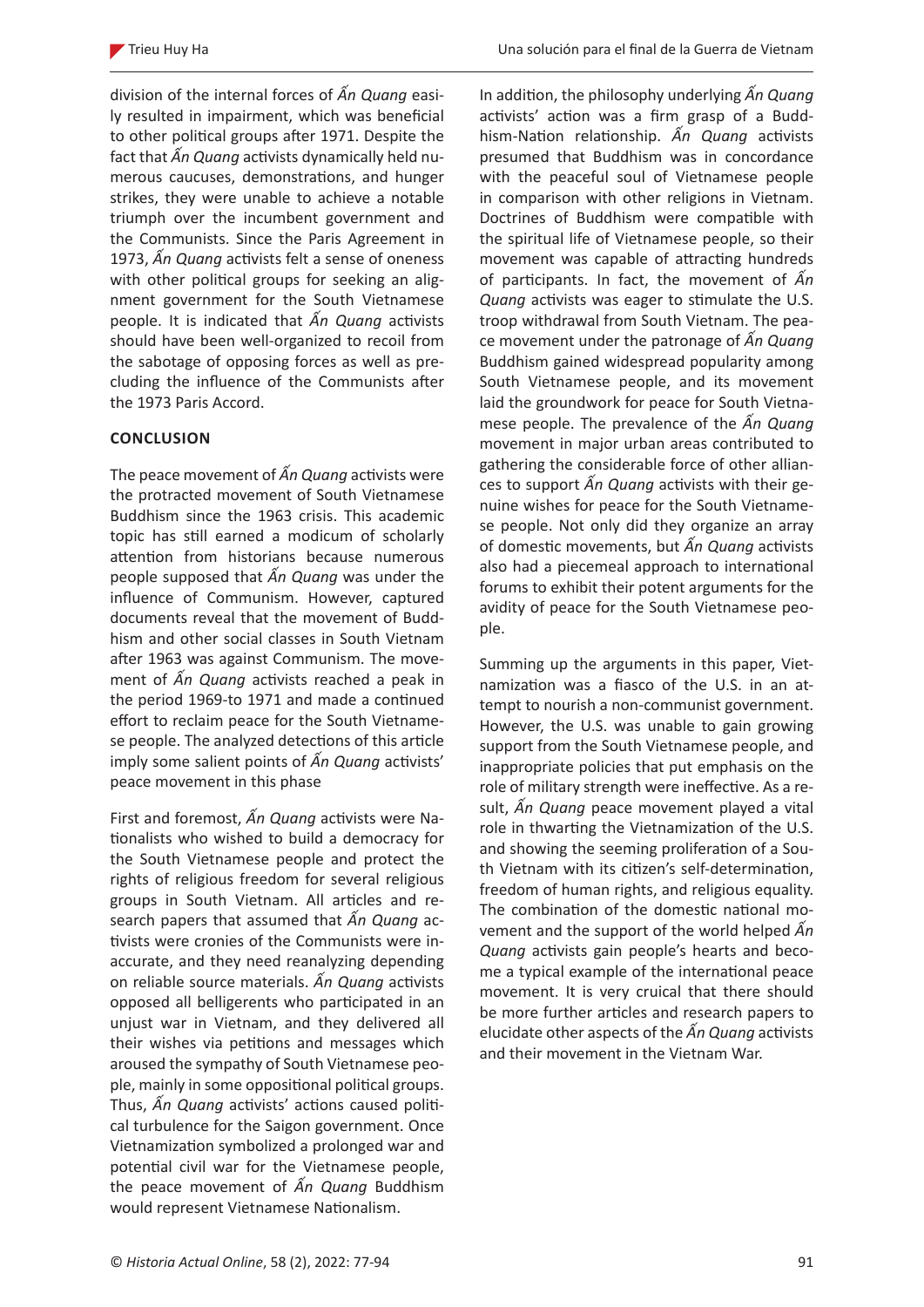division of the internal forces of *Ấn Quang* easily resulted in impairment, which was beneficial to other political groups after 1971. Despite the fact that *Ấn Quang* activists dynamically held numerous caucuses, demonstrations, and hunger strikes, they were unable to achieve a notable triumph over the incumbent government and the Communists. Since the Paris Agreement in 1973, *Ấn Quang* activists felt a sense of oneness with other political groups for seeking an alignment government for the South Vietnamese people. It is indicated that *Ấn Quang* activists should have been well-organized to recoil from the sabotage of opposing forces as well as precluding the influence of the Communists after the 1973 Paris Accord.

## CONCLUSION

The peace movement of *Ấn Quang* activists were the protracted movement of South Vietnamese Buddhism since the 1963 crisis. This academic topic has still earned a modicum of scholarly attention from historians because numerous people supposed that *Ấn Quang* was under the influence of Communism. However, captured documents reveal that the movement of Buddhism and other social classes in South Vietnam after 1963 was against Communism. The movement of *Ấn Quang* activists reached a peak in the period 1969-to 1971 and made a continued effort to reclaim peace for the South Vietnamese people. The analyzed detections of this article imply some salient points of *Ấn Quang* activists' peace movement in this phase

First and foremost, *Ấn Quang* activists were Nationalists who wished to build a democracy for the South Vietnamese people and protect the rights of religious freedom for several religious groups in South Vietnam. All articles and research papers that assumed that *Ấn Quang* activists were cronies of the Communists were inaccurate, and they need reanalyzing depending on reliable source materials. *Ấn Quang* activists opposed all belligerents who participated in an unjust war in Vietnam, and they delivered all their wishes via petitions and messages which aroused the sympathy of South Vietnamese people, mainly in some oppositional political groups. Thus, *Ấn Quang* activists' actions caused political turbulence for the Saigon government. Once Vietnamization symbolized a prolonged war and potential civil war for the Vietnamese people, the peace movement of *Ấn Quang* Buddhism would represent Vietnamese Nationalism.

In addition, the philosophy underlying *Ấn Quang* activists' action was a firm grasp of a Buddhism-Nation relationship. *Ấn Quang* activists presumed that Buddhism was in concordance with the peaceful soul of Vietnamese people in comparison with other religions in Vietnam. Doctrines of Buddhism were compatible with the spiritual life of Vietnamese people, so their movement was capable of attracting hundreds of participants. In fact, the movement of *Ấn Quang* activists was eager to stimulate the U.S. troop withdrawal from South Vietnam. The peace movement under the patronage of *Ấn Quang* Buddhism gained widespread popularity among South Vietnamese people, and its movement laid the groundwork for peace for South Vietnamese people. The prevalence of the *Ấn Quang* movement in major urban areas contributed to gathering the considerable force of other alliances to support *Ấn Quang* activists with their genuine wishes for peace for the South Vietnamese people. Not only did they organize an array of domestic movements, but *Ấn Quang* activists also had a piecemeal approach to international forums to exhibit their potent arguments for the avidity of peace for the South Vietnamese people.

Summing up the arguments in this paper, Vietnamization was a fiasco of the U.S. in an attempt to nourish a non-communist government. However, the U.S. was unable to gain growing support from the South Vietnamese people, and inappropriate policies that put emphasis on the role of military strength were ineffective. As a result, *Ấn Quang* peace movement played a vital role in thwarting the Vietnamization of the U.S. and showing the seeming proliferation of a South Vietnam with its citizen's self-determination, freedom of human rights, and religious equality. The combination of the domestic national movement and the support of the world helped *Ấn Quang* activists gain people's hearts and become a typical example of the international peace movement. It is very cruical that there should be more further articles and research papers to elucidate other aspects of the *Ấn Quang* activists and their movement in the Vietnam War.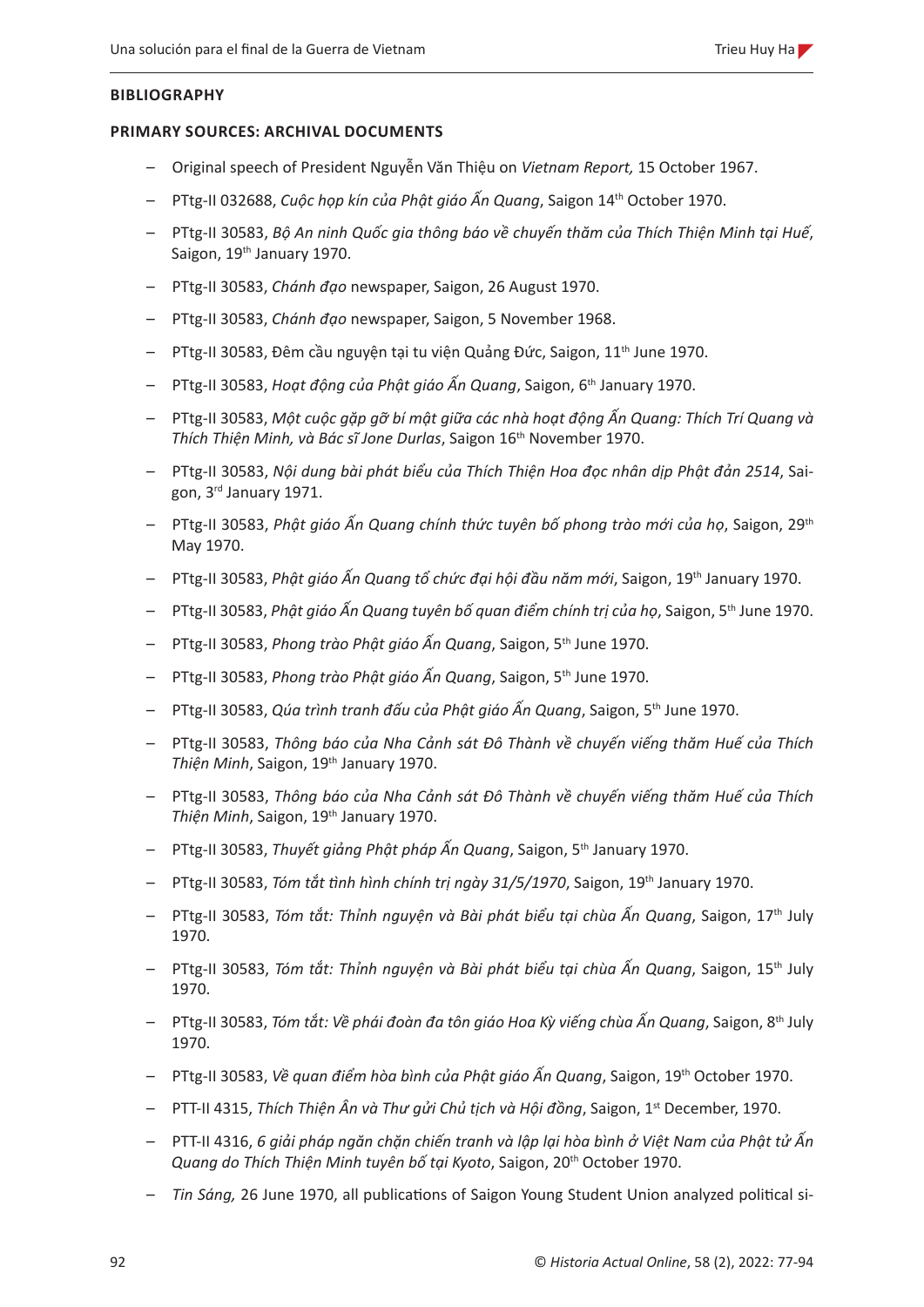**BIBLIOGRAPHY**

**PRIMARY SOURCES: ARCHIVAL DOCUMENTS**

- Original speech of President Nguyễn Văn Thiệu on *Vietnam Report,* 15 October 1967.
- PTtg-II 032688, *Cuộc họp kín của Phật giáo Ấn Quang*, Saigon 14th October 1970.
- PTtg-II 30583, *Bộ An ninh Quốc gia thông báo về chuyến thăm của Thích Thiện Minh tại Huế*, Saigon, 19th January 1970.
- PTtg-II 30583, *Chánh đạo* newspaper, Saigon, 26 August 1970.
- PTtg-II 30583, *Chánh đạo* newspaper, Saigon, 5 November 1968.
- PTtg-II 30583, Đêm cầu nguyện tại tu viện Quảng Đức, Saigon, 11th June 1970.
- PTtg-II 30583, *Hoạt động của Phật giáo Ấn Quang*, Saigon, 6th January 1970.
- PTtg-II 30583, *Một cuộc gặp gỡ bí mật giữa các nhà hoạt động Ấn Quang: Thích Trí Quang và Thích Thiện Minh, và Bác sĩ Jone Durlas*, Saigon 16th November 1970.
- PTtg-II 30583, *Nội dung bài phát biểu của Thích Thiện Hoa đọc nhân dịp Phật đản 2514*, Saigon, 3rd January 1971.
- PTtg-II 30583, *Phật giáo Ấn Quang chính thức tuyên bố phong trào mới của họ*, Saigon, 29th May 1970.
- PTtg-II 30583, *Phật giáo Ấn Quang tổ chức đại hội đầu năm mới*, Saigon, 19th January 1970.
- PTtg-II 30583, *Phật giáo Ấn Quang tuyên bố quan điểm chính trị của họ*, Saigon, 5th June 1970.
- PTtg-II 30583, *Phong trào Phật giáo Ấn Quang*, Saigon, 5th June 1970.
- PTtg-II 30583, *Phong trào Phật giáo Ấn Quang*, Saigon, 5th June 1970.
- PTtg-II 30583, *Qúa trình tranh đấu của Phật giáo Ấn Quang*, Saigon, 5th June 1970.
- PTtg-II 30583, *Thông báo của Nha Cảnh sát Đô Thành về chuyến viếng thăm Huế của Thích Thiện Minh*, Saigon, 19th January 1970.
- PTtg-II 30583, *Thông báo của Nha Cảnh sát Đô Thành về chuyến viếng thăm Huế của Thích Thiện Minh*, Saigon, 19th January 1970.
- PTtg-II 30583, *Thuyết giảng Phật pháp Ấn Quang*, Saigon, 5th January 1970.
- PTtg-II 30583, *Tóm tắt tình hình chính trị ngày 31/5/1970*, Saigon, 19th January 1970.
- PTtg-II 30583, *Tóm tắt: Thỉnh nguyện và Bài phát biểu tại chùa Ấn Quang*, Saigon, 17th July 1970.
- PTtg-II 30583, *Tóm tắt: Thỉnh nguyện và Bài phát biểu tại chùa Ấn Quang*, Saigon, 15th July 1970.
- PTtg-II 30583, *Tóm tắt: Về phái đoàn đa tôn giáo Hoa Kỳ viếng chùa Ấn Quang*, Saigon, 8th July 1970.
- PTtg-II 30583, *Về quan điểm hòa bình của Phật giáo Ấn Quang*, Saigon, 19th October 1970.
- PTT-II 4315, *Thích Thiện Ân và Thư gửi Chủ tịch và Hội đồng*, Saigon, 1st December, 1970.
- PTT-II 4316, *6 giải pháp ngăn chặn chiến tranh và lập lại hòa bình ở Việt Nam của Phật tử Ấn Quang do Thích Thiện Minh tuyên bố tại Kyoto*, Saigon, 20th October 1970.
- *Tin Sáng,* 26 June 1970, all publications of Saigon Young Student Union analyzed political si-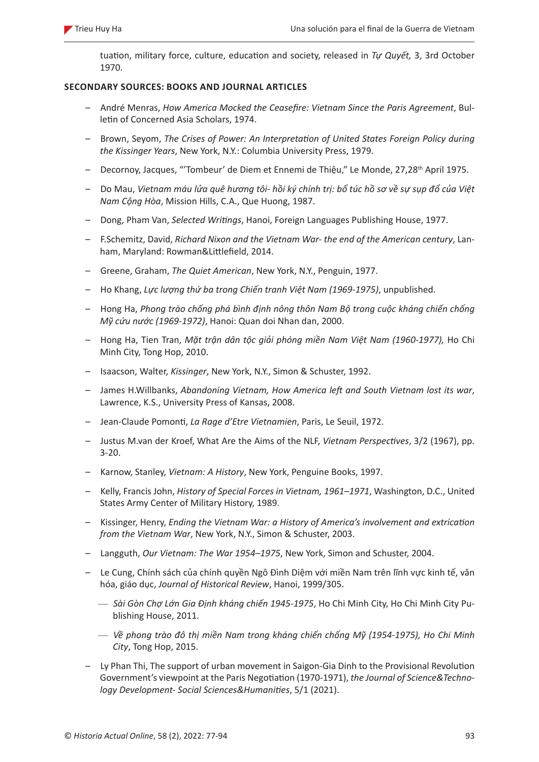tuation, military force, culture, education and society, released in *Tự Quyết,* 3, 3rd October 1970.

**SECONDARY SOURCES: BOOKS AND JOURNAL ARTICLES**

- André Menras, *How America Mocked the Ceasefire: Vietnam Since the Paris Agreement*, Bulletin of Concerned Asia Scholars, 1974.
- Brown, Seyom, *The Crises of Power: An Interpretation of United States Foreign Policy during the Kissinger Years*, New York, N.Y.: Columbia University Press, 1979.
- Decornoy, Jacques, "'Tombeur' de Diem et Ennemi de Thiệu," Le Monde, 27,28th April 1975.
- Do Mau, *Vietnam máu lửa quê hương tôi- hồi ký chính trị: bổ túc hồ sơ về sự sụp đổ của Việt Nam Cộng Hòa*, Mission Hills, C.A., Que Huong, 1987.
- Dong, Pham Van, *Selected Writings*, Hanoi, Foreign Languages Publishing House, 1977.
- F.Schemitz, David, *Richard Nixon and the Vietnam War- the end of the American century*, Lanham, Maryland: Rowman&Littlefield, 2014.
- Greene, Graham, *The Quiet American*, New York, N.Y., Penguin, 1977.
- Ho Khang, *Lực lượng thứ ba trong Chiến tranh Việt Nam (1969-1975)*, unpublished.
- Hong Ha, *Phong trào chống phá bình định nông thôn Nam Bộ trong cuộc kháng chiến chống Mỹ cứu nước (1969-1972)*, Hanoi: Quan doi Nhan dan, 2000.
- Hong Ha, Tien Tran, *Mặt trận dân tộc giải phóng miền Nam Việt Nam (1960-1977),* Ho Chi Minh City, Tong Hop, 2010.
- Isaacson, Walter, *Kissinger*, New York, N.Y., Simon & Schuster, 1992.
- James H.Willbanks, *Abandoning Vietnam, How America left and South Vietnam lost its war*, Lawrence, K.S., University Press of Kansas, 2008.
- Jean-Claude Pomonti, *La Rage d'Etre Vietnamien*, Paris, Le Seuil, 1972.
- Justus M.van der Kroef, What Are the Aims of the NLF, *Vietnam Perspectives*, 3/2 (1967), pp. 3-20.
- Karnow, Stanley, *Vietnam: A History*, New York, Penguine Books, 1997.
- Kelly, Francis John, *History of Special Forces in Vietnam, 1961–1971*, Washington, D.C., United States Army Center of Military History, 1989.
- Kissinger, Henry, *Ending the Vietnam War: a History of America's involvement and extrication from the Vietnam War*, New York, N.Y., Simon & Schuster, 2003.
- Langguth, *Our Vietnam: The War 1954–1975*, New York, Simon and Schuster, 2004.
- Le Cung, Chính sách của chính quyền Ngô Đình Diệm với miền Nam trên lĩnh vực kinh tế, văn hóa, giáo dục, *Journal of Historical Review*, Hanoi, 1999/305.
  - —— *Sài Gòn Chợ Lớn Gia Định kháng chiến 1945-1975*, Ho Chi Minh City, Ho Chi Minh City Publishing House, 2011.
  - —— *Về phong trào đô thị miền Nam trong kháng chiến chống Mỹ (1954-1975), Ho Chi Minh City*, Tong Hop, 2015.
- Ly Phan Thi, The support of urban movement in Saigon-Gia Dinh to the Provisional Revolution Government's viewpoint at the Paris Negotiation (1970-1971), *the Journal of Science&Technology Development- Social Sciences&Humanities*, 5/1 (2021).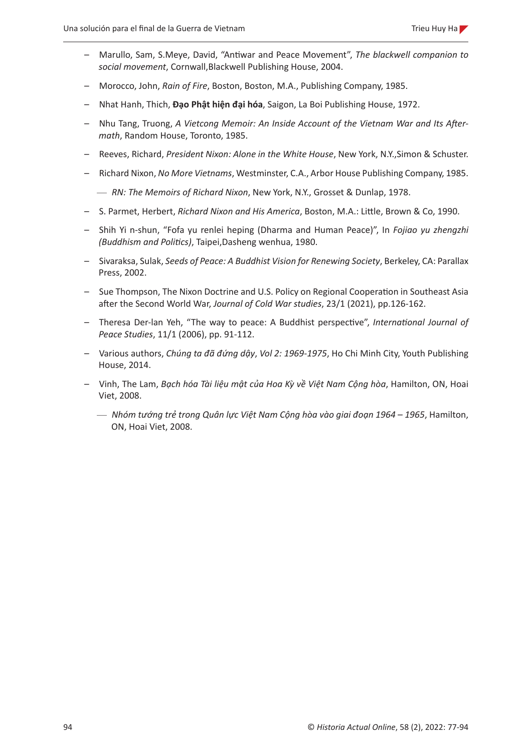- Marullo, Sam, S.Meye, David, “Antiwar and Peace Movement”, *The blackwell companion to social movement*, Cornwall,Blackwell Publishing House, 2004.
- Morocco, John, *Rain of Fire*, Boston, Boston, M.A., Publishing Company, 1985.
- Nhat Hanh, Thich, **Đạo Phật hiện đại hóa**, Saigon, La Boi Publishing House, 1972.
- Nhu Tang, Truong, *A Vietcong Memoir: An Inside Account of the Vietnam War and Its Aftermath*, Random House, Toronto, 1985.
- Reeves, Richard, *President Nixon: Alone in the White House*, New York, N.Y.,Simon & Schuster.
- Richard Nixon, *No More Vietnams*, Westminster, C.A., Arbor House Publishing Company, 1985.
  - *RN: The Memoirs of Richard Nixon*, New York, N.Y., Grosset & Dunlap, 1978.
- S. Parmet, Herbert, *Richard Nixon and His America*, Boston, M.A.: Little, Brown & Co, 1990.
- Shih Yi n-shun, “Fofa yu renlei heping (Dharma and Human Peace)”, In *Fojiao yu zhengzhi (Buddhism and Politics)*, Taipei,Dasheng wenhua, 1980.
- Sivaraksa, Sulak, *Seeds of Peace: A Buddhist Vision for Renewing Society*, Berkeley, CA: Parallax Press, 2002.
- Sue Thompson, The Nixon Doctrine and U.S. Policy on Regional Cooperation in Southeast Asia after the Second World War, *Journal of Cold War studies*, 23/1 (2021), pp.126-162.
- Theresa Der-lan Yeh, “The way to peace: A Buddhist perspective”, *International Journal of Peace Studies*, 11/1 (2006), pp. 91-112.
- Various authors, *Chúng ta đã đứng dậy*, *Vol 2: 1969-1975*, Ho Chi Minh City, Youth Publishing House, 2014.
- Vinh, The Lam, *Bạch hóa Tài liệu mật của Hoa Kỳ về Việt Nam Cộng hòa*, Hamilton, ON, Hoai Viet, 2008.
  - *Nhóm tướng trẻ trong Quân lực Việt Nam Cộng hòa vào giai đoạn 1964 – 1965*, Hamilton, ON, Hoai Viet, 2008.